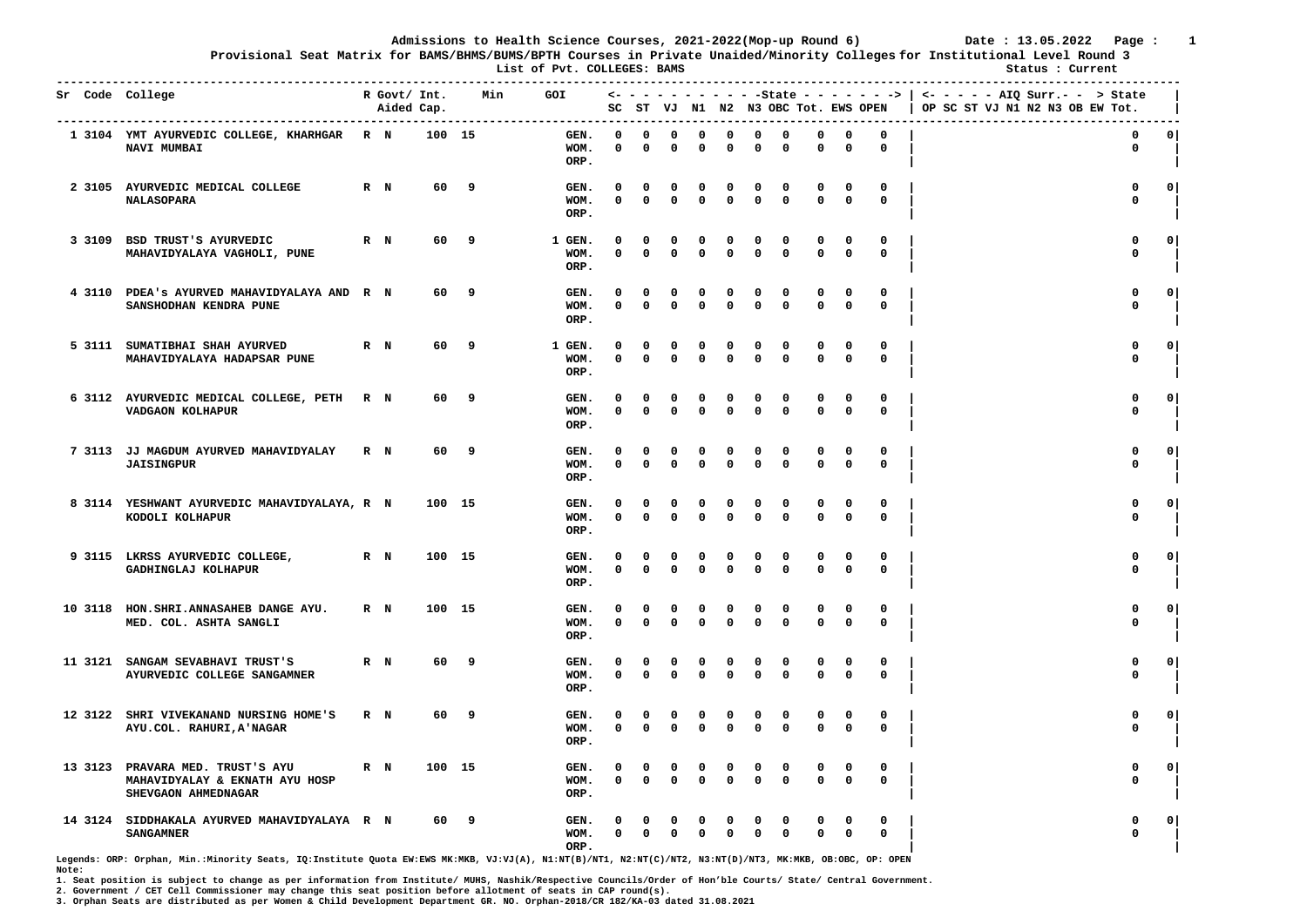# Admissions to Health Science Courses, 2021-2022(Mop-up Round 6)

Date : 13.05.2022

## Provisional Seat Matrix for BAMS/BHMS/BUMS/BPTH Courses in Private Unaided/Minority Colleges for Institutional Level Round 3

List of Pvt. COLLEGES: BAMS

Status : Current

| Sr | Code | College | R | Govt/ Aided | Int. Cap. | | Min | GOI | | State SC | ST | VJ | N1 | N2 | N3 | OBC | Tot. | EWS | OPEN | AIQ Surr. > State OP | SC | ST | VJ | N1 | N2 | N3 | OB | EW | Tot. |
|---|---|---|---|---|---|---|---|---|---|---|---|---|---|---|---|---|---|---|---|---|---|---|---|---|---|---|---|---|---|
| 1 | 3104 | YMT AYURVEDIC COLLEGE, KHARHGAR NAVI MUMBAI | R | N | 100 | 15 | | | GEN. | 0 | 0 | 0 | 0 | 0 | 0 | 0 | 0 | 0 | 0 | | | | | | | | 0 | | 0 |
| | | | | | | | | | WOM. | 0 | 0 | 0 | 0 | 0 | 0 | 0 | 0 | 0 | 0 | | | | | | | | 0 | | |
| | | | | | | | | | ORP. | | | | | | | | | | | | | | | | | | | | |
| 2 | 3105 | AYURVEDIC MEDICAL COLLEGE NALASOPARA | R | N | 60 | 9 | | | GEN. | 0 | 0 | 0 | 0 | 0 | 0 | 0 | 0 | 0 | 0 | | | | | | | | 0 | | 0 |
| | | | | | | | | | WOM. | 0 | 0 | 0 | 0 | 0 | 0 | 0 | 0 | 0 | 0 | | | | | | | | 0 | | |
| | | | | | | | | | ORP. | | | | | | | | | | | | | | | | | | | | |
| 3 | 3109 | BSD TRUST'S AYURVEDIC MAHAVIDYALAYA VAGHOLI, PUNE | R | N | 60 | 9 | | 1 | GEN. | 0 | 0 | 0 | 0 | 0 | 0 | 0 | 0 | 0 | 0 | | | | | | | | 0 | | 0 |
| | | | | | | | | | WOM. | 0 | 0 | 0 | 0 | 0 | 0 | 0 | 0 | 0 | 0 | | | | | | | | 0 | | |
| | | | | | | | | | ORP. | | | | | | | | | | | | | | | | | | | | |
| 4 | 3110 | PDEA's AYURVED MAHAVIDYALAYA AND SANSHODHAN KENDRA PUNE | R | N | 60 | 9 | | | GEN. | 0 | 0 | 0 | 0 | 0 | 0 | 0 | 0 | 0 | 0 | | | | | | | | 0 | | 0 |
| | | | | | | | | | WOM. | 0 | 0 | 0 | 0 | 0 | 0 | 0 | 0 | 0 | 0 | | | | | | | | 0 | | |
| | | | | | | | | | ORP. | | | | | | | | | | | | | | | | | | | | |
| 5 | 3111 | SUMATIBHAI SHAH AYURVED MAHAVIDYALAYA HADAPSAR PUNE | R | N | 60 | 9 | | 1 | GEN. | 0 | 0 | 0 | 0 | 0 | 0 | 0 | 0 | 0 | 0 | | | | | | | | 0 | | 0 |
| | | | | | | | | | WOM. | 0 | 0 | 0 | 0 | 0 | 0 | 0 | 0 | 0 | 0 | | | | | | | | 0 | | |
| | | | | | | | | | ORP. | | | | | | | | | | | | | | | | | | | | |
| 6 | 3112 | AYURVEDIC MEDICAL COLLEGE, PETH VADGAON KOLHAPUR | R | N | 60 | 9 | | | GEN. | 0 | 0 | 0 | 0 | 0 | 0 | 0 | 0 | 0 | 0 | | | | | | | | 0 | | 0 |
| | | | | | | | | | WOM. | 0 | 0 | 0 | 0 | 0 | 0 | 0 | 0 | 0 | 0 | | | | | | | | 0 | | |
| | | | | | | | | | ORP. | | | | | | | | | | | | | | | | | | | | |
| 7 | 3113 | JJ MAGDUM AYURVED MAHAVIDYALAY JAISINGPUR | R | N | 60 | 9 | | | GEN. | 0 | 0 | 0 | 0 | 0 | 0 | 0 | 0 | 0 | 0 | | | | | | | | 0 | | 0 |
| | | | | | | | | | WOM. | 0 | 0 | 0 | 0 | 0 | 0 | 0 | 0 | 0 | 0 | | | | | | | | 0 | | |
| | | | | | | | | | ORP. | | | | | | | | | | | | | | | | | | | | |
| 8 | 3114 | YESHWANT AYURVEDIC MAHAVIDYALAYA, KODOLI KOLHAPUR | R | N | 100 | 15 | | | GEN. | 0 | 0 | 0 | 0 | 0 | 0 | 0 | 0 | 0 | 0 | | | | | | | | 0 | | 0 |
| | | | | | | | | | WOM. | 0 | 0 | 0 | 0 | 0 | 0 | 0 | 0 | 0 | 0 | | | | | | | | 0 | | |
| | | | | | | | | | ORP. | | | | | | | | | | | | | | | | | | | | |
| 9 | 3115 | LKRSS AYURVEDIC COLLEGE, GADHINGLAJ KOLHAPUR | R | N | 100 | 15 | | | GEN. | 0 | 0 | 0 | 0 | 0 | 0 | 0 | 0 | 0 | 0 | | | | | | | | 0 | | 0 |
| | | | | | | | | | WOM. | 0 | 0 | 0 | 0 | 0 | 0 | 0 | 0 | 0 | 0 | | | | | | | | 0 | | |
| | | | | | | | | | ORP. | | | | | | | | | | | | | | | | | | | | |
| 10 | 3118 | HON.SHRI.ANNASAHEB DANGE AYU. MED. COL. ASHTA SANGLI | R | N | 100 | 15 | | | GEN. | 0 | 0 | 0 | 0 | 0 | 0 | 0 | 0 | 0 | 0 | | | | | | | | 0 | | 0 |
| | | | | | | | | | WOM. | 0 | 0 | 0 | 0 | 0 | 0 | 0 | 0 | 0 | 0 | | | | | | | | 0 | | |
| | | | | | | | | | ORP. | | | | | | | | | | | | | | | | | | | | |
| 11 | 3121 | SANGAM SEVABHAVI TRUST'S AYURVEDIC COLLEGE SANGAMNER | R | N | 60 | 9 | | | GEN. | 0 | 0 | 0 | 0 | 0 | 0 | 0 | 0 | 0 | 0 | | | | | | | | 0 | | 0 |
| | | | | | | | | | WOM. | 0 | 0 | 0 | 0 | 0 | 0 | 0 | 0 | 0 | 0 | | | | | | | | 0 | | |
| | | | | | | | | | ORP. | | | | | | | | | | | | | | | | | | | | |
| 12 | 3122 | SHRI VIVEKANAND NURSING HOME'S AYU.COL. RAHURI,A'NAGAR | R | N | 60 | 9 | | | GEN. | 0 | 0 | 0 | 0 | 0 | 0 | 0 | 0 | 0 | 0 | | | | | | | | 0 | | 0 |
| | | | | | | | | | WOM. | 0 | 0 | 0 | 0 | 0 | 0 | 0 | 0 | 0 | 0 | | | | | | | | 0 | | |
| | | | | | | | | | ORP. | | | | | | | | | | | | | | | | | | | | |
| 13 | 3123 | PRAVARA MED. TRUST'S AYU MAHAVIDYALAY & EKNATH AYU HOSP SHEVGAON AHMEDNAGAR | R | N | 100 | 15 | | | GEN. | 0 | 0 | 0 | 0 | 0 | 0 | 0 | 0 | 0 | 0 | | | | | | | | 0 | | 0 |
| | | | | | | | | | WOM. | 0 | 0 | 0 | 0 | 0 | 0 | 0 | 0 | 0 | 0 | | | | | | | | 0 | | |
| | | | | | | | | | ORP. | | | | | | | | | | | | | | | | | | | | |
| 14 | 3124 | SIDDHAKALA AYURVED MAHAVIDYALAYA SANGAMNER | R | N | 60 | 9 | | | GEN. | 0 | 0 | 0 | 0 | 0 | 0 | 0 | 0 | 0 | 0 | | | | | | | | 0 | | 0 |
| | | | | | | | | | WOM. | 0 | 0 | 0 | 0 | 0 | 0 | 0 | 0 | 0 | 0 | | | | | | | | 0 | | |
| | | | | | | | | | ORP. | | | | | | | | | | | | | | | | | | | | |

Legends: ORP: Orphan, Min.:Minority Seats, IQ:Institute Quota EW:EWS MK:MKB, VJ:VJ(A), N1:NT(B)/NT1, N2:NT(C)/NT2, N3:NT(D)/NT3, MK:MKB, OB:OBC, OP: OPEN

**Note:**

1. Seat position is subject to change as per information from Institute/ MUHS, Nashik/Respective Councils/Order of Hon'ble Courts/ State/ Central Government.
2. Government / CET Cell Commissioner may change this seat position before allotment of seats in CAP round(s).
3. Orphan Seats are distributed as per Women & Child Development Department GR. NO. Orphan-2018/CR 182/KA-03 dated 31.08.2021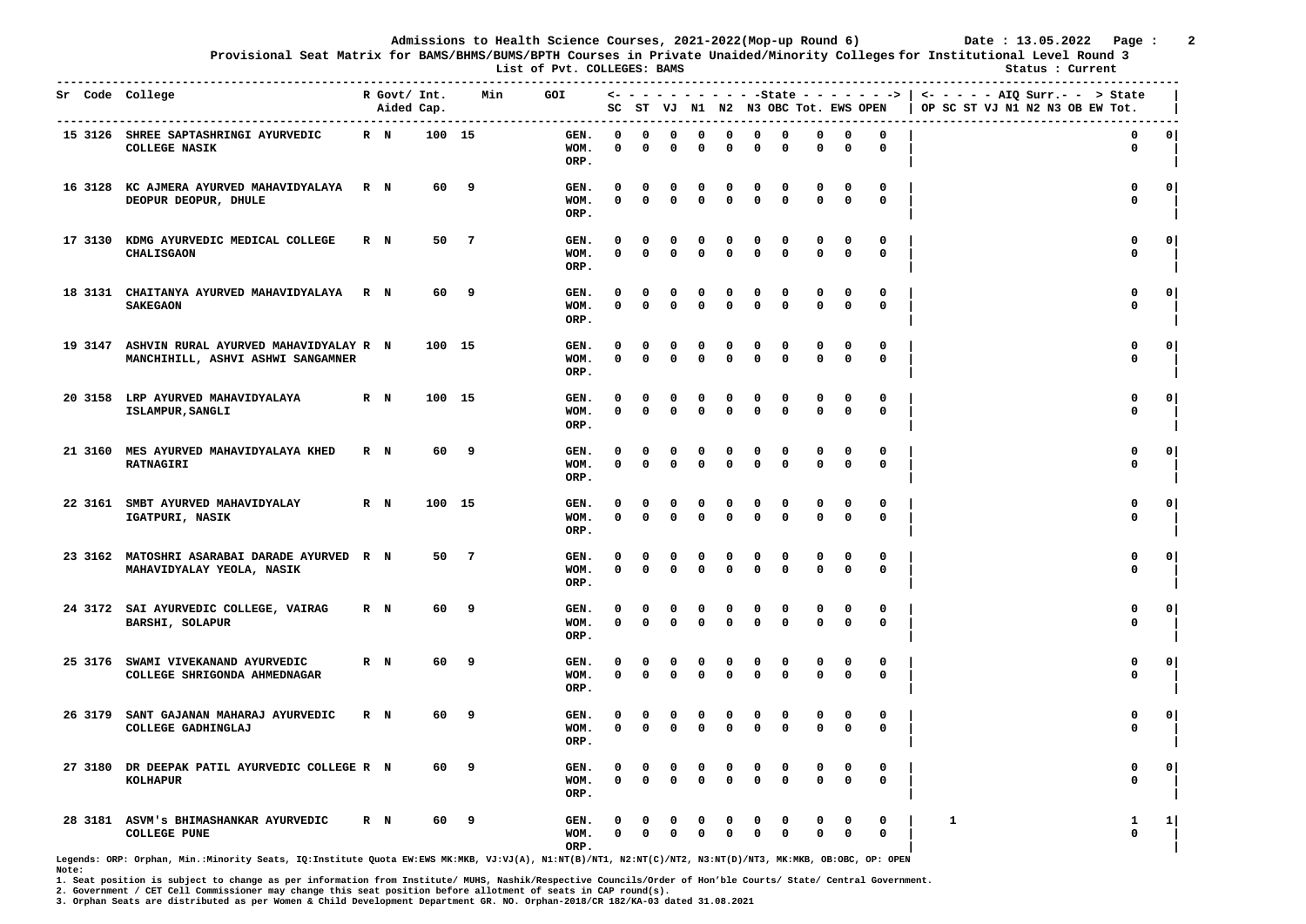**Admissions to Health Science Courses, 2021-2022(Mop-up Round 6)** Date : 13.05.2022

**Provisional Seat Matrix for BAMS/BHMS/BUMS/BPTH Courses in Private Unaided/Minority Colleges for Institutional Level Round 3**

**List of Pvt. COLLEGES: BAMS** Status : Current

| Sr | Code | College | R | Govt/ Aided | Int. | Cap. | Min | GOI | SC | ST | VJ | N1 | N2 | N3 | OBC | Tot. | EWS | OPEN | AIQ Surr. OP | SC | ST | VJ | N1 | N2 | N3 | OB | EW | Tot. | State |
|---|---|---|---|---|---|---|---|---|---|---|---|---|---|---|---|---|---|---|---|---|---|---|---|---|---|---|---|---|---|
| 15 | 3126 | SHREE SAPTASHRINGI AYURVEDIC COLLEGE NASIK | R | N | 100 | 15 | | GEN. | 0 | 0 | 0 | 0 | 0 | 0 | 0 | 0 | 0 | 0 | | | | | | | | | | 0 | 0 |
| | | | | | | | | WOM. | 0 | 0 | 0 | 0 | 0 | 0 | 0 | 0 | 0 | 0 | | | | | | | | | | 0 | |
| | | | | | | | | ORP. | | | | | | | | | | | | | | | | | | | | | |
| 16 | 3128 | KC AJMERA AYURVED MAHAVIDYALAYA DEOPUR DEOPUR, DHULE | R | N | 60 | 9 | | GEN. | 0 | 0 | 0 | 0 | 0 | 0 | 0 | 0 | 0 | 0 | | | | | | | | | | 0 | 0 |
| | | | | | | | | WOM. | 0 | 0 | 0 | 0 | 0 | 0 | 0 | 0 | 0 | 0 | | | | | | | | | | 0 | |
| | | | | | | | | ORP. | | | | | | | | | | | | | | | | | | | | | |
| 17 | 3130 | KDMG AYURVEDIC MEDICAL COLLEGE CHALISGAON | R | N | 50 | 7 | | GEN. | 0 | 0 | 0 | 0 | 0 | 0 | 0 | 0 | 0 | 0 | | | | | | | | | | 0 | 0 |
| | | | | | | | | WOM. | 0 | 0 | 0 | 0 | 0 | 0 | 0 | 0 | 0 | 0 | | | | | | | | | | 0 | |
| | | | | | | | | ORP. | | | | | | | | | | | | | | | | | | | | | |
| 18 | 3131 | CHAITANYA AYURVED MAHAVIDYALAYA SAKEGAON | R | N | 60 | 9 | | GEN. | 0 | 0 | 0 | 0 | 0 | 0 | 0 | 0 | 0 | 0 | | | | | | | | | | 0 | 0 |
| | | | | | | | | WOM. | 0 | 0 | 0 | 0 | 0 | 0 | 0 | 0 | 0 | 0 | | | | | | | | | | 0 | |
| | | | | | | | | ORP. | | | | | | | | | | | | | | | | | | | | | |
| 19 | 3147 | ASHVIN RURAL AYURVED MAHAVIDYALAY MANCHIHILL, ASHVI ASHWI SANGAMNER | R | N | 100 | 15 | | GEN. | 0 | 0 | 0 | 0 | 0 | 0 | 0 | 0 | 0 | 0 | | | | | | | | | | 0 | 0 |
| | | | | | | | | WOM. | 0 | 0 | 0 | 0 | 0 | 0 | 0 | 0 | 0 | 0 | | | | | | | | | | 0 | |
| | | | | | | | | ORP. | | | | | | | | | | | | | | | | | | | | | |
| 20 | 3158 | LRP AYURVED MAHAVIDYALAYA ISLAMPUR,SANGLI | R | N | 100 | 15 | | GEN. | 0 | 0 | 0 | 0 | 0 | 0 | 0 | 0 | 0 | 0 | | | | | | | | | | 0 | 0 |
| | | | | | | | | WOM. | 0 | 0 | 0 | 0 | 0 | 0 | 0 | 0 | 0 | 0 | | | | | | | | | | 0 | |
| | | | | | | | | ORP. | | | | | | | | | | | | | | | | | | | | | |
| 21 | 3160 | MES AYURVED MAHAVIDYALAYA KHED RATNAGIRI | R | N | 60 | 9 | | GEN. | 0 | 0 | 0 | 0 | 0 | 0 | 0 | 0 | 0 | 0 | | | | | | | | | | 0 | 0 |
| | | | | | | | | WOM. | 0 | 0 | 0 | 0 | 0 | 0 | 0 | 0 | 0 | 0 | | | | | | | | | | 0 | |
| | | | | | | | | ORP. | | | | | | | | | | | | | | | | | | | | | |
| 22 | 3161 | SMBT AYURVED MAHAVIDYALAY IGATPURI, NASIK | R | N | 100 | 15 | | GEN. | 0 | 0 | 0 | 0 | 0 | 0 | 0 | 0 | 0 | 0 | | | | | | | | | | 0 | 0 |
| | | | | | | | | WOM. | 0 | 0 | 0 | 0 | 0 | 0 | 0 | 0 | 0 | 0 | | | | | | | | | | 0 | |
| | | | | | | | | ORP. | | | | | | | | | | | | | | | | | | | | | |
| 23 | 3162 | MATOSHRI ASARABAI DARADE AYURVED MAHAVIDYALAY YEOLA, NASIK | R | N | 50 | 7 | | GEN. | 0 | 0 | 0 | 0 | 0 | 0 | 0 | 0 | 0 | 0 | | | | | | | | | | 0 | 0 |
| | | | | | | | | WOM. | 0 | 0 | 0 | 0 | 0 | 0 | 0 | 0 | 0 | 0 | | | | | | | | | | 0 | |
| | | | | | | | | ORP. | | | | | | | | | | | | | | | | | | | | | |
| 24 | 3172 | SAI AYURVEDIC COLLEGE, VAIRAG BARSHI, SOLAPUR | R | N | 60 | 9 | | GEN. | 0 | 0 | 0 | 0 | 0 | 0 | 0 | 0 | 0 | 0 | | | | | | | | | | 0 | 0 |
| | | | | | | | | WOM. | 0 | 0 | 0 | 0 | 0 | 0 | 0 | 0 | 0 | 0 | | | | | | | | | | 0 | |
| | | | | | | | | ORP. | | | | | | | | | | | | | | | | | | | | | |
| 25 | 3176 | SWAMI VIVEKANAND AYURVEDIC COLLEGE SHRIGONDA AHMEDNAGAR | R | N | 60 | 9 | | GEN. | 0 | 0 | 0 | 0 | 0 | 0 | 0 | 0 | 0 | 0 | | | | | | | | | | 0 | 0 |
| | | | | | | | | WOM. | 0 | 0 | 0 | 0 | 0 | 0 | 0 | 0 | 0 | 0 | | | | | | | | | | 0 | |
| | | | | | | | | ORP. | | | | | | | | | | | | | | | | | | | | | |
| 26 | 3179 | SANT GAJANAN MAHARAJ AYURVEDIC COLLEGE GADHINGLAJ | R | N | 60 | 9 | | GEN. | 0 | 0 | 0 | 0 | 0 | 0 | 0 | 0 | 0 | 0 | | | | | | | | | | 0 | 0 |
| | | | | | | | | WOM. | 0 | 0 | 0 | 0 | 0 | 0 | 0 | 0 | 0 | 0 | | | | | | | | | | 0 | |
| | | | | | | | | ORP. | | | | | | | | | | | | | | | | | | | | | |
| 27 | 3180 | DR DEEPAK PATIL AYURVEDIC COLLEGE KOLHAPUR | R | N | 60 | 9 | | GEN. | 0 | 0 | 0 | 0 | 0 | 0 | 0 | 0 | 0 | 0 | | | | | | | | | | 0 | 0 |
| | | | | | | | | WOM. | 0 | 0 | 0 | 0 | 0 | 0 | 0 | 0 | 0 | 0 | | | | | | | | | | 0 | |
| | | | | | | | | ORP. | | | | | | | | | | | | | | | | | | | | | |
| 28 | 3181 | ASVM's BHIMASHANKAR AYURVEDIC COLLEGE PUNE | R | N | 60 | 9 | | GEN. | 0 | 0 | 0 | 0 | 0 | 0 | 0 | 0 | 0 | 0 | 1 | | | | | | | | | 1 | 1 |
| | | | | | | | | WOM. | 0 | 0 | 0 | 0 | 0 | 0 | 0 | 0 | 0 | 0 | | | | | | | | | | 0 | |
| | | | | | | | | ORP. | | | | | | | | | | | | | | | | | | | | | |

Legends: ORP: Orphan, Min.:Minority Seats, IQ:Institute Quota EW:EWS MK:MKB, VJ:VJ(A), N1:NT(B)/NT1, N2:NT(C)/NT2, N3:NT(D)/NT3, MK:MKB, OB:OBC, OP: OPEN

**Note:**

1. Seat position is subject to change as per information from Institute/ MUHS, Nashik/Respective Councils/Order of Hon'ble Courts/ State/ Central Government.
2. Government / CET Cell Commissioner may change this seat position before allotment of seats in CAP round(s).
3. Orphan Seats are distributed as per Women & Child Development Department GR. NO. Orphan-2018/CR 182/KA-03 dated 31.08.2021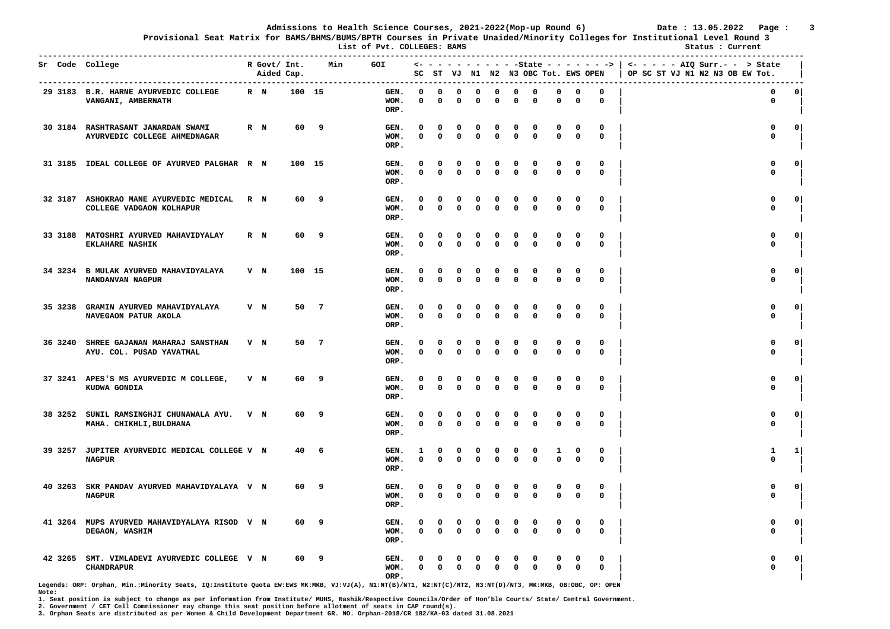# Admissions to Health Science Courses, 2021-2022(Mop-up Round 6)

Date : 13.05.2022

## Provisional Seat Matrix for BAMS/BHMS/BUMS/BPTH Courses in Private Unaided/Minority Colleges for Institutional Level Round 3

### List of Pvt. COLLEGES: BAMS

Status : Current

| Sr | Code | College | R | Govt/ Aided | Int. Cap. | IQ | Min | GOI | State SC | State ST | State VJ | State N1 | State N2 | State N3 | State OBC | State Tot. | State EWS | State OPEN | AIQ Surr. > State OP | SC | ST | VJ | N1 | N2 | N3 | OB | EW | Tot. |
|---|---|---|---|---|---|---|---|---|---|---|---|---|---|---|---|---|---|---|---|---|---|---|---|---|---|---|---|---|
| 29 | 3183 | B.R. HARNE AYURVEDIC COLLEGE VANGANI, AMBERNATH | R | N | 100 | 15 | | GEN. | 0 | 0 | 0 | 0 | 0 | 0 | 0 | 0 | 0 | 0 | | | | | | | | | 0 | 0 |
| | | | | | | | | WOM. | 0 | 0 | 0 | 0 | 0 | 0 | 0 | 0 | 0 | 0 | | | | | | | | | 0 | |
| | | | | | | | | ORP. | | | | | | | | | | | | | | | | | | | | |
| 30 | 3184 | RASHTRASANT JANARDAN SWAMI AYURVEDIC COLLEGE AHMEDNAGAR | R | N | 60 | 9 | | GEN. | 0 | 0 | 0 | 0 | 0 | 0 | 0 | 0 | 0 | 0 | | | | | | | | | 0 | 0 |
| | | | | | | | | WOM. | 0 | 0 | 0 | 0 | 0 | 0 | 0 | 0 | 0 | 0 | | | | | | | | | 0 | |
| | | | | | | | | ORP. | | | | | | | | | | | | | | | | | | | | |
| 31 | 3185 | IDEAL COLLEGE OF AYURVED PALGHAR | R | N | 100 | 15 | | GEN. | 0 | 0 | 0 | 0 | 0 | 0 | 0 | 0 | 0 | 0 | | | | | | | | | 0 | 0 |
| | | | | | | | | WOM. | 0 | 0 | 0 | 0 | 0 | 0 | 0 | 0 | 0 | 0 | | | | | | | | | 0 | |
| | | | | | | | | ORP. | | | | | | | | | | | | | | | | | | | | |
| 32 | 3187 | ASHOKRAO MANE AYURVEDIC MEDICAL COLLEGE VADGAON KOLHAPUR | R | N | 60 | 9 | | GEN. | 0 | 0 | 0 | 0 | 0 | 0 | 0 | 0 | 0 | 0 | | | | | | | | | 0 | 0 |
| | | | | | | | | WOM. | 0 | 0 | 0 | 0 | 0 | 0 | 0 | 0 | 0 | 0 | | | | | | | | | 0 | |
| | | | | | | | | ORP. | | | | | | | | | | | | | | | | | | | | |
| 33 | 3188 | MATOSHRI AYURVED MAHAVIDYALAY EKLAHARE NASHIK | R | N | 60 | 9 | | GEN. | 0 | 0 | 0 | 0 | 0 | 0 | 0 | 0 | 0 | 0 | | | | | | | | | 0 | 0 |
| | | | | | | | | WOM. | 0 | 0 | 0 | 0 | 0 | 0 | 0 | 0 | 0 | 0 | | | | | | | | | 0 | |
| | | | | | | | | ORP. | | | | | | | | | | | | | | | | | | | | |
| 34 | 3234 | B MULAK AYURVED MAHAVIDYALAYA NANDANVAN NAGPUR | V | N | 100 | 15 | | GEN. | 0 | 0 | 0 | 0 | 0 | 0 | 0 | 0 | 0 | 0 | | | | | | | | | 0 | 0 |
| | | | | | | | | WOM. | 0 | 0 | 0 | 0 | 0 | 0 | 0 | 0 | 0 | 0 | | | | | | | | | 0 | |
| | | | | | | | | ORP. | | | | | | | | | | | | | | | | | | | | |
| 35 | 3238 | GRAMIN AYURVED MAHAVIDYALAYA NAVEGAON PATUR AKOLA | V | N | 50 | 7 | | GEN. | 0 | 0 | 0 | 0 | 0 | 0 | 0 | 0 | 0 | 0 | | | | | | | | | 0 | 0 |
| | | | | | | | | WOM. | 0 | 0 | 0 | 0 | 0 | 0 | 0 | 0 | 0 | 0 | | | | | | | | | 0 | |
| | | | | | | | | ORP. | | | | | | | | | | | | | | | | | | | | |
| 36 | 3240 | SHREE GAJANAN MAHARAJ SANSTHAN AYU. COL. PUSAD YAVATMAL | V | N | 50 | 7 | | GEN. | 0 | 0 | 0 | 0 | 0 | 0 | 0 | 0 | 0 | 0 | | | | | | | | | 0 | 0 |
| | | | | | | | | WOM. | 0 | 0 | 0 | 0 | 0 | 0 | 0 | 0 | 0 | 0 | | | | | | | | | 0 | |
| | | | | | | | | ORP. | | | | | | | | | | | | | | | | | | | | |
| 37 | 3241 | APES'S MS AYURVEDIC M COLLEGE, KUDWA GONDIA | V | N | 60 | 9 | | GEN. | 0 | 0 | 0 | 0 | 0 | 0 | 0 | 0 | 0 | 0 | | | | | | | | | 0 | 0 |
| | | | | | | | | WOM. | 0 | 0 | 0 | 0 | 0 | 0 | 0 | 0 | 0 | 0 | | | | | | | | | 0 | |
| | | | | | | | | ORP. | | | | | | | | | | | | | | | | | | | | |
| 38 | 3252 | SUNIL RAMSINGHJI CHUNAWALA AYU. MAHA. CHIKHLI,BULDHANA | V | N | 60 | 9 | | GEN. | 0 | 0 | 0 | 0 | 0 | 0 | 0 | 0 | 0 | 0 | | | | | | | | | 0 | 0 |
| | | | | | | | | WOM. | 0 | 0 | 0 | 0 | 0 | 0 | 0 | 0 | 0 | 0 | | | | | | | | | 0 | |
| | | | | | | | | ORP. | | | | | | | | | | | | | | | | | | | | |
| 39 | 3257 | JUPITER AYURVEDIC MEDICAL COLLEGE NAGPUR | V | N | 40 | 6 | | GEN. | 1 | 0 | 0 | 0 | 0 | 0 | 0 | 1 | 0 | 0 | | | | | | | | | 1 | 1 |
| | | | | | | | | WOM. | 0 | 0 | 0 | 0 | 0 | 0 | 0 | 0 | 0 | 0 | | | | | | | | | 0 | |
| | | | | | | | | ORP. | | | | | | | | | | | | | | | | | | | | |
| 40 | 3263 | SKR PANDAV AYURVED MAHAVIDYALAYA NAGPUR | V | N | 60 | 9 | | GEN. | 0 | 0 | 0 | 0 | 0 | 0 | 0 | 0 | 0 | 0 | | | | | | | | | 0 | 0 |
| | | | | | | | | WOM. | 0 | 0 | 0 | 0 | 0 | 0 | 0 | 0 | 0 | 0 | | | | | | | | | 0 | |
| | | | | | | | | ORP. | | | | | | | | | | | | | | | | | | | | |
| 41 | 3264 | MUPS AYURVED MAHAVIDYALAYA RISOD DEGAON, WASHIM | V | N | 60 | 9 | | GEN. | 0 | 0 | 0 | 0 | 0 | 0 | 0 | 0 | 0 | 0 | | | | | | | | | 0 | 0 |
| | | | | | | | | WOM. | 0 | 0 | 0 | 0 | 0 | 0 | 0 | 0 | 0 | 0 | | | | | | | | | 0 | |
| | | | | | | | | ORP. | | | | | | | | | | | | | | | | | | | | |
| 42 | 3265 | SMT. VIMLADEVI AYURVEDIC COLLEGE CHANDRAPUR | V | N | 60 | 9 | | GEN. | 0 | 0 | 0 | 0 | 0 | 0 | 0 | 0 | 0 | 0 | | | | | | | | | 0 | 0 |
| | | | | | | | | WOM. | 0 | 0 | 0 | 0 | 0 | 0 | 0 | 0 | 0 | 0 | | | | | | | | | 0 | |
| | | | | | | | | ORP. | | | | | | | | | | | | | | | | | | | | |

Legends: ORP: Orphan, Min.:Minority Seats, IQ:Institute Quota EW:EWS MK:MKB, VJ:VJ(A), N1:NT(B)/NT1, N2:NT(C)/NT2, N3:NT(D)/NT3, MK:MKB, OB:OBC, OP: OPEN

**Note:**

1. Seat position is subject to change as per information from Institute/ MUHS, Nashik/Respective Councils/Order of Hon'ble Courts/ State/ Central Government.
2. Government / CET Cell Commissioner may change this seat position before allotment of seats in CAP round(s).
3. Orphan Seats are distributed as per Women & Child Development Department GR. NO. Orphan-2018/CR 182/KA-03 dated 31.08.2021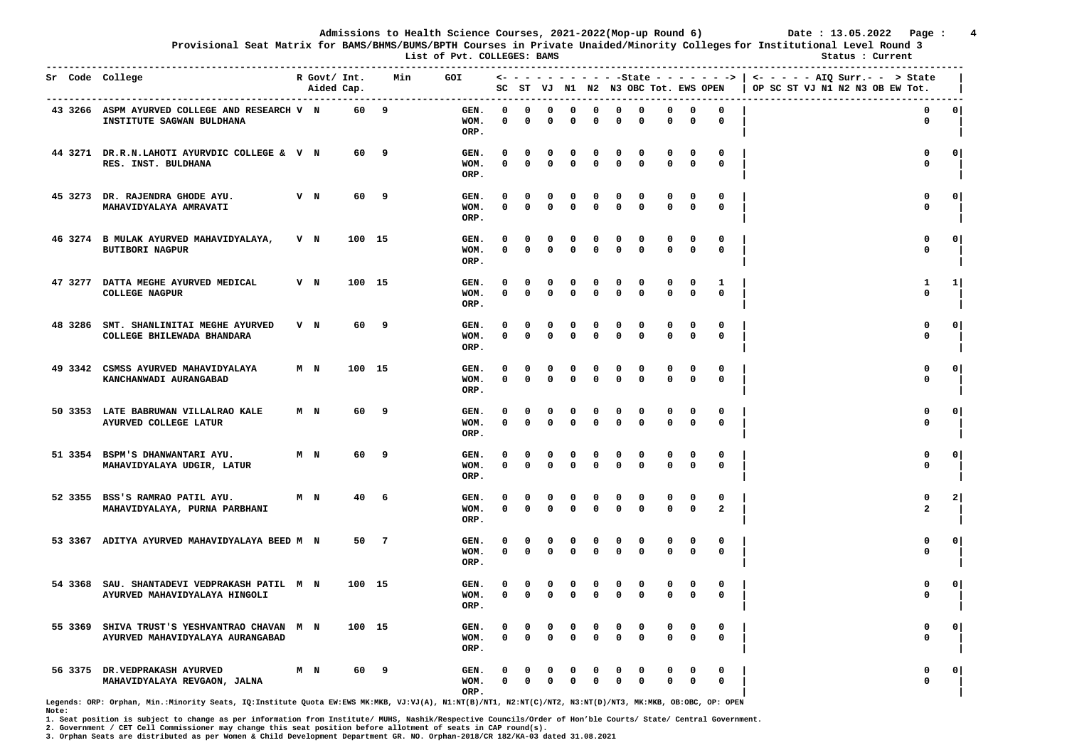Admissions to Health Science Courses, 2021-2022(Mop-up Round 6) Date : 13.05.2022

Provisional Seat Matrix for BAMS/BHMS/BUMS/BPTH Courses in Private Unaided/Minority Colleges for Institutional Level Round 3

List of Pvt. COLLEGES: BAMS

Status : Current

| Sr | Code | College | R | Govt/ Aided | Int. Cap. | Min | GOI | | State SC | ST | VJ | N1 | N2 | N3 | OBC | Tot. | EWS | OPEN | AIQ Surr. -> State OP SC ST VJ N1 N2 N3 OB EW | Tot. |
|---|---|---|---|---|---|---|---|---|---|---|---|---|---|---|---|---|---|---|---|---|
| 43 | 3266 | ASPM AYURVED COLLEGE AND RESEARCH INSTITUTE SAGWAN BULDHANA | V | N | 60 | 9 | | GEN. | 0 | 0 | 0 | 0 | 0 | 0 | 0 | 0 | 0 | 0 | 0 | 0 |
| | | | | | | | | WOM. | 0 | 0 | 0 | 0 | 0 | 0 | 0 | 0 | 0 | 0 | 0 | |
| | | | | | | | | ORP. | | | | | | | | | | | | |
| 44 | 3271 | DR.R.N.LAHOTI AYURVDIC COLLEGE & RES. INST. BULDHANA | V | N | 60 | 9 | | GEN. | 0 | 0 | 0 | 0 | 0 | 0 | 0 | 0 | 0 | 0 | 0 | 0 |
| | | | | | | | | WOM. | 0 | 0 | 0 | 0 | 0 | 0 | 0 | 0 | 0 | 0 | 0 | |
| | | | | | | | | ORP. | | | | | | | | | | | | |
| 45 | 3273 | DR. RAJENDRA GHODE AYU. MAHAVIDYALAYA AMRAVATI | V | N | 60 | 9 | | GEN. | 0 | 0 | 0 | 0 | 0 | 0 | 0 | 0 | 0 | 0 | 0 | 0 |
| | | | | | | | | WOM. | 0 | 0 | 0 | 0 | 0 | 0 | 0 | 0 | 0 | 0 | 0 | |
| | | | | | | | | ORP. | | | | | | | | | | | | |
| 46 | 3274 | B MULAK AYURVED MAHAVIDYALAYA, BUTIBORI NAGPUR | V | N | 100 | 15 | | GEN. | 0 | 0 | 0 | 0 | 0 | 0 | 0 | 0 | 0 | 0 | 0 | 0 |
| | | | | | | | | WOM. | 0 | 0 | 0 | 0 | 0 | 0 | 0 | 0 | 0 | 0 | 0 | |
| | | | | | | | | ORP. | | | | | | | | | | | | |
| 47 | 3277 | DATTA MEGHE AYURVED MEDICAL COLLEGE NAGPUR | V | N | 100 | 15 | | GEN. | 0 | 0 | 0 | 0 | 0 | 0 | 0 | 0 | 0 | 1 | 1 | 1 |
| | | | | | | | | WOM. | 0 | 0 | 0 | 0 | 0 | 0 | 0 | 0 | 0 | 0 | 0 | |
| | | | | | | | | ORP. | | | | | | | | | | | | |
| 48 | 3286 | SMT. SHANLINITAI MEGHE AYURVED COLLEGE BHILEWADA BHANDARA | V | N | 60 | 9 | | GEN. | 0 | 0 | 0 | 0 | 0 | 0 | 0 | 0 | 0 | 0 | 0 | 0 |
| | | | | | | | | WOM. | 0 | 0 | 0 | 0 | 0 | 0 | 0 | 0 | 0 | 0 | 0 | |
| | | | | | | | | ORP. | | | | | | | | | | | | |
| 49 | 3342 | CSMSS AYURVED MAHAVIDYALAYA KANCHANWADI AURANGABAD | M | N | 100 | 15 | | GEN. | 0 | 0 | 0 | 0 | 0 | 0 | 0 | 0 | 0 | 0 | 0 | 0 |
| | | | | | | | | WOM. | 0 | 0 | 0 | 0 | 0 | 0 | 0 | 0 | 0 | 0 | 0 | |
| | | | | | | | | ORP. | | | | | | | | | | | | |
| 50 | 3353 | LATE BABRUWAN VILLALRAO KALE AYURVED COLLEGE LATUR | M | N | 60 | 9 | | GEN. | 0 | 0 | 0 | 0 | 0 | 0 | 0 | 0 | 0 | 0 | 0 | 0 |
| | | | | | | | | WOM. | 0 | 0 | 0 | 0 | 0 | 0 | 0 | 0 | 0 | 0 | 0 | |
| | | | | | | | | ORP. | | | | | | | | | | | | |
| 51 | 3354 | BSPM'S DHANWANTARI AYU. MAHAVIDYALAYA UDGIR, LATUR | M | N | 60 | 9 | | GEN. | 0 | 0 | 0 | 0 | 0 | 0 | 0 | 0 | 0 | 0 | 0 | 0 |
| | | | | | | | | WOM. | 0 | 0 | 0 | 0 | 0 | 0 | 0 | 0 | 0 | 0 | 0 | |
| | | | | | | | | ORP. | | | | | | | | | | | | |
| 52 | 3355 | BSS'S RAMRAO PATIL AYU. MAHAVIDYALAYA, PURNA PARBHANI | M | N | 40 | 6 | | GEN. | 0 | 0 | 0 | 0 | 0 | 0 | 0 | 0 | 0 | 0 | 0 | 2 |
| | | | | | | | | WOM. | 0 | 0 | 0 | 0 | 0 | 0 | 0 | 0 | 0 | 2 | 2 | |
| | | | | | | | | ORP. | | | | | | | | | | | | |
| 53 | 3367 | ADITYA AYURVED MAHAVIDYALAYA BEED | M | N | 50 | 7 | | GEN. | 0 | 0 | 0 | 0 | 0 | 0 | 0 | 0 | 0 | 0 | 0 | 0 |
| | | | | | | | | WOM. | 0 | 0 | 0 | 0 | 0 | 0 | 0 | 0 | 0 | 0 | 0 | |
| | | | | | | | | ORP. | | | | | | | | | | | | |
| 54 | 3368 | SAU. SHANTADEVI VEDPRAKASH PATIL AYURVED MAHAVIDYALAYA HINGOLI | M | N | 100 | 15 | | GEN. | 0 | 0 | 0 | 0 | 0 | 0 | 0 | 0 | 0 | 0 | 0 | 0 |
| | | | | | | | | WOM. | 0 | 0 | 0 | 0 | 0 | 0 | 0 | 0 | 0 | 0 | 0 | |
| | | | | | | | | ORP. | | | | | | | | | | | | |
| 55 | 3369 | SHIVA TRUST'S YESHVANTRAO CHAVAN AYURVED MAHAVIDYALAYA AURANGABAD | M | N | 100 | 15 | | GEN. | 0 | 0 | 0 | 0 | 0 | 0 | 0 | 0 | 0 | 0 | 0 | 0 |
| | | | | | | | | WOM. | 0 | 0 | 0 | 0 | 0 | 0 | 0 | 0 | 0 | 0 | 0 | |
| | | | | | | | | ORP. | | | | | | | | | | | | |
| 56 | 3375 | DR.VEDPRAKASH AYURVED MAHAVIDYALAYA REVGAON, JALNA | M | N | 60 | 9 | | GEN. | 0 | 0 | 0 | 0 | 0 | 0 | 0 | 0 | 0 | 0 | 0 | 0 |
| | | | | | | | | WOM. | 0 | 0 | 0 | 0 | 0 | 0 | 0 | 0 | 0 | 0 | 0 | |
| | | | | | | | | ORP. | | | | | | | | | | | | |

Legends: ORP: Orphan, Min.:Minority Seats, IQ:Institute Quota EW:EWS MK:MKB, VJ:VJ(A), N1:NT(B)/NT1, N2:NT(C)/NT2, N3:NT(D)/NT3, MK:MKB, OB:OBC, OP: OPEN

Note:

1. Seat position is subject to change as per information from Institute/ MUHS, Nashik/Respective Councils/Order of Hon'ble Courts/ State/ Central Government.
2. Government / CET Cell Commissioner may change this seat position before allotment of seats in CAP round(s).
3. Orphan Seats are distributed as per Women & Child Development Department GR. NO. Orphan-2018/CR 182/KA-03 dated 31.08.2021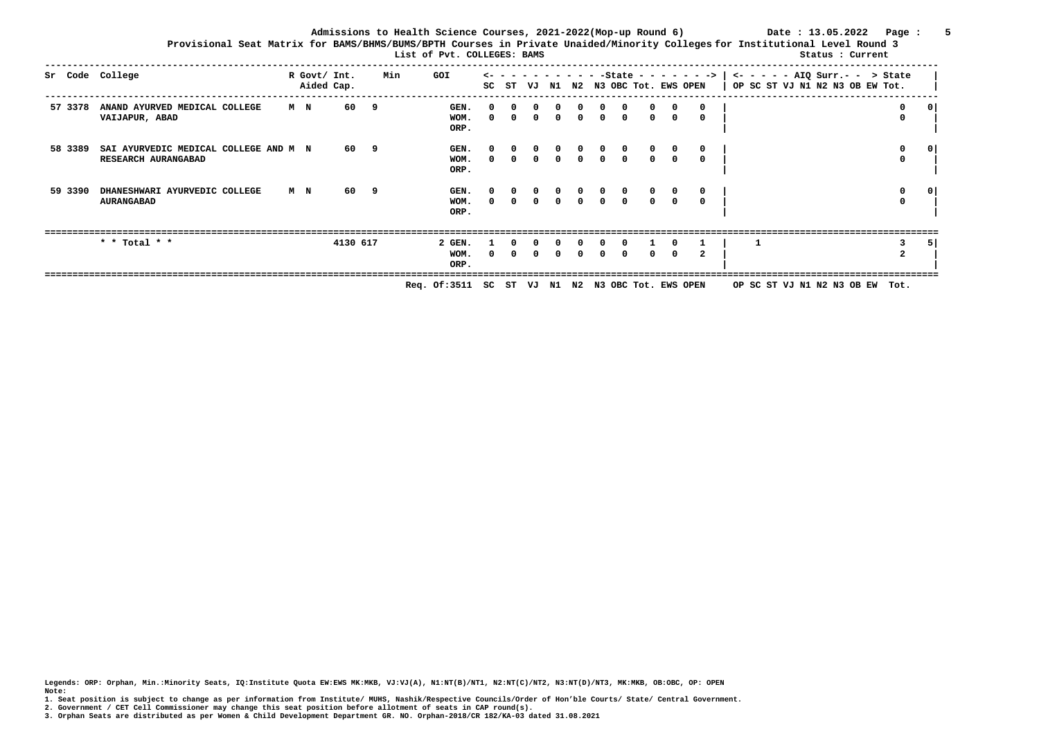Admissions to Health Science Courses, 2021-2022(Mop-up Round 6) Date : 13.05.2022

Provisional Seat Matrix for BAMS/BHMS/BUMS/BPTH Courses in Private Unaided/Minority Colleges for Institutional Level Round 3

List of Pvt. COLLEGES: BAMS Status : Current

| Sr | Code | College | R | Govt/ Aided | Int. Cap. | Min | GOI | | State SC | ST | VJ | N1 | N2 | N3 | OBC | Tot. | EWS | OPEN | AIQ Surr. OP | SC | ST | VJ | N1 | N2 | N3 | OB | EW | Tot. | > State |
|---|---|---|---|---|---|---|---|---|---|---|---|---|---|---|---|---|---|---|---|---|---|---|---|---|---|---|---|---|---|
| 57 | 3378 | ANAND AYURVED MEDICAL COLLEGE VAIJAPUR, ABAD | M | N | 60 | 9 | | GEN. | 0 | 0 | 0 | 0 | 0 | 0 | 0 | 0 | 0 | 0 | | | | | | | | | | 0 | 0 |
| | | | | | | | | WOM. | 0 | 0 | 0 | 0 | 0 | 0 | 0 | 0 | 0 | 0 | | | | | | | | | | 0 | |
| | | | | | | | | ORP. | | | | | | | | | | | | | | | | | | | | | |
| 58 | 3389 | SAI AYURVEDIC MEDICAL COLLEGE AND RESEARCH AURANGABAD | M | N | 60 | 9 | | GEN. | 0 | 0 | 0 | 0 | 0 | 0 | 0 | 0 | 0 | 0 | | | | | | | | | | 0 | 0 |
| | | | | | | | | WOM. | 0 | 0 | 0 | 0 | 0 | 0 | 0 | 0 | 0 | 0 | | | | | | | | | | 0 | |
| | | | | | | | | ORP. | | | | | | | | | | | | | | | | | | | | | |
| 59 | 3390 | DHANESHWARI AYURVEDIC COLLEGE AURANGABAD | M | N | 60 | 9 | | GEN. | 0 | 0 | 0 | 0 | 0 | 0 | 0 | 0 | 0 | 0 | | | | | | | | | | 0 | 0 |
| | | | | | | | | WOM. | 0 | 0 | 0 | 0 | 0 | 0 | 0 | 0 | 0 | 0 | | | | | | | | | | 0 | |
| | | | | | | | | ORP. | | | | | | | | | | | | | | | | | | | | | |
| | | * * Total * * | | | 4130 | 617 | 2 | GEN. | 1 | 0 | 0 | 0 | 0 | 0 | 0 | 1 | 0 | 1 | 1 | | | | | | | | | 3 | 5 |
| | | | | | | | | WOM. | 0 | 0 | 0 | 0 | 0 | 0 | 0 | 0 | 0 | 2 | | | | | | | | | | 2 | |
| | | | | | | | | ORP. | | | | | | | | | | | | | | | | | | | | | |

Req. Of:3511 SC ST VJ N1 N2 N3 OBC Tot. EWS OPEN OP SC ST VJ N1 N2 N3 OB EW Tot.

Legends: ORP: Orphan, Min.:Minority Seats, IQ:Institute Quota EW:EWS MK:MKB, VJ:VJ(A), N1:NT(B)/NT1, N2:NT(C)/NT2, N3:NT(D)/NT3, MK:MKB, OB:OBC, OP: OPEN

Note:

1. Seat position is subject to change as per information from Institute/ MUHS, Nashik/Respective Councils/Order of Hon'ble Courts/ State/ Central Government.
2. Government / CET Cell Commissioner may change this seat position before allotment of seats in CAP round(s).
3. Orphan Seats are distributed as per Women & Child Development Department GR. NO. Orphan-2018/CR 182/KA-03 dated 31.08.2021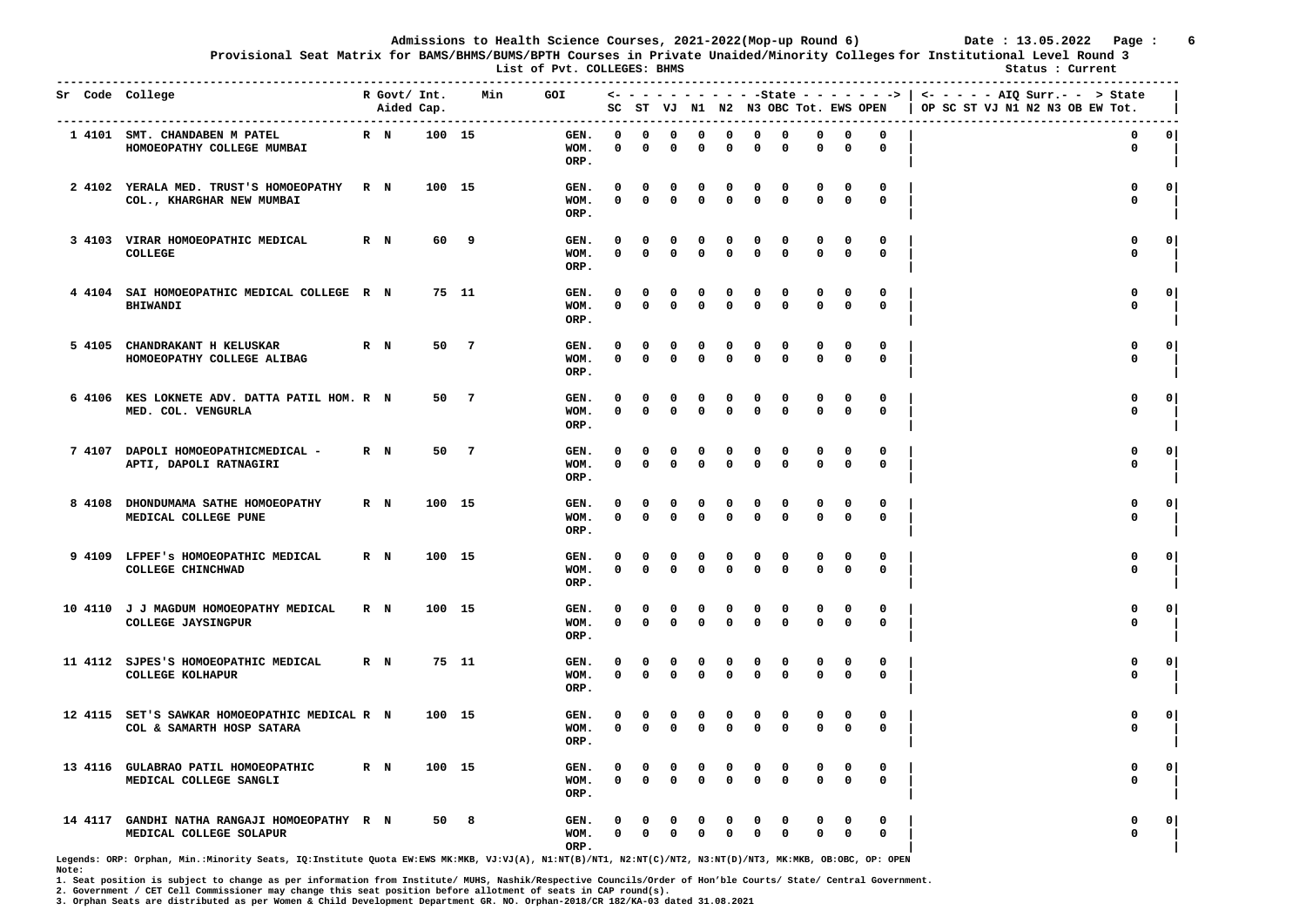Admissions to Health Science Courses, 2021-2022(Mop-up Round 6) Date : 13.05.2022

Provisional Seat Matrix for BAMS/BHMS/BUMS/BPTH Courses in Private Unaided/Minority Colleges for Institutional Level Round 3

List of Pvt. COLLEGES: BHMS

Status : Current

| Sr | Code | College | R Govt/ Aided | Int. Cap. | | Min | GOI | State SC | ST | VJ | N1 | N2 | N3 | OBC | Tot. | EWS | OPEN | AIQ Surr. > State OP SC ST VJ N1 N2 N3 OB EW Tot. | |
|---|---|---|---|---|---|---|---|---|---|---|---|---|---|---|---|---|---|---|---|
| 1 | 4101 | SMT. CHANDABEN M PATEL HOMOEOPATHY COLLEGE MUMBAI | R N | 100 | 15 | | GEN. | 0 | 0 | 0 | 0 | 0 | 0 | 0 | 0 | 0 | 0 | 0 | 0 |
| | | | | | | | WOM. | 0 | 0 | 0 | 0 | 0 | 0 | 0 | 0 | 0 | 0 | 0 | |
| | | | | | | | ORP. | | | | | | | | | | | | |
| 2 | 4102 | YERALA MED. TRUST'S HOMOEOPATHY COL., KHARGHAR NEW MUMBAI | R N | 100 | 15 | | GEN. | 0 | 0 | 0 | 0 | 0 | 0 | 0 | 0 | 0 | 0 | 0 | 0 |
| | | | | | | | WOM. | 0 | 0 | 0 | 0 | 0 | 0 | 0 | 0 | 0 | 0 | 0 | |
| | | | | | | | ORP. | | | | | | | | | | | | |
| 3 | 4103 | VIRAR HOMOEOPATHIC MEDICAL COLLEGE | R N | 60 | 9 | | GEN. | 0 | 0 | 0 | 0 | 0 | 0 | 0 | 0 | 0 | 0 | 0 | 0 |
| | | | | | | | WOM. | 0 | 0 | 0 | 0 | 0 | 0 | 0 | 0 | 0 | 0 | 0 | |
| | | | | | | | ORP. | | | | | | | | | | | | |
| 4 | 4104 | SAI HOMOEOPATHIC MEDICAL COLLEGE BHIWANDI | R N | 75 | 11 | | GEN. | 0 | 0 | 0 | 0 | 0 | 0 | 0 | 0 | 0 | 0 | 0 | 0 |
| | | | | | | | WOM. | 0 | 0 | 0 | 0 | 0 | 0 | 0 | 0 | 0 | 0 | 0 | |
| | | | | | | | ORP. | | | | | | | | | | | | |
| 5 | 4105 | CHANDRAKANT H KELUSKAR HOMOEOPATHY COLLEGE ALIBAG | R N | 50 | 7 | | GEN. | 0 | 0 | 0 | 0 | 0 | 0 | 0 | 0 | 0 | 0 | 0 | 0 |
| | | | | | | | WOM. | 0 | 0 | 0 | 0 | 0 | 0 | 0 | 0 | 0 | 0 | 0 | |
| | | | | | | | ORP. | | | | | | | | | | | | |
| 6 | 4106 | KES LOKNETE ADV. DATTA PATIL HOM. MED. COL. VENGURLA | R N | 50 | 7 | | GEN. | 0 | 0 | 0 | 0 | 0 | 0 | 0 | 0 | 0 | 0 | 0 | 0 |
| | | | | | | | WOM. | 0 | 0 | 0 | 0 | 0 | 0 | 0 | 0 | 0 | 0 | 0 | |
| | | | | | | | ORP. | | | | | | | | | | | | |
| 7 | 4107 | DAPOLI HOMOEOPATHICMEDICAL - APTI, DAPOLI RATNAGIRI | R N | 50 | 7 | | GEN. | 0 | 0 | 0 | 0 | 0 | 0 | 0 | 0 | 0 | 0 | 0 | 0 |
| | | | | | | | WOM. | 0 | 0 | 0 | 0 | 0 | 0 | 0 | 0 | 0 | 0 | 0 | |
| | | | | | | | ORP. | | | | | | | | | | | | |
| 8 | 4108 | DHONDUMAMA SATHE HOMOEOPATHY MEDICAL COLLEGE PUNE | R N | 100 | 15 | | GEN. | 0 | 0 | 0 | 0 | 0 | 0 | 0 | 0 | 0 | 0 | 0 | 0 |
| | | | | | | | WOM. | 0 | 0 | 0 | 0 | 0 | 0 | 0 | 0 | 0 | 0 | 0 | |
| | | | | | | | ORP. | | | | | | | | | | | | |
| 9 | 4109 | LFPEF's HOMOEOPATHIC MEDICAL COLLEGE CHINCHWAD | R N | 100 | 15 | | GEN. | 0 | 0 | 0 | 0 | 0 | 0 | 0 | 0 | 0 | 0 | 0 | 0 |
| | | | | | | | WOM. | 0 | 0 | 0 | 0 | 0 | 0 | 0 | 0 | 0 | 0 | 0 | |
| | | | | | | | ORP. | | | | | | | | | | | | |
| 10 | 4110 | J J MAGDUM HOMOEOPATHY MEDICAL COLLEGE JAYSINGPUR | R N | 100 | 15 | | GEN. | 0 | 0 | 0 | 0 | 0 | 0 | 0 | 0 | 0 | 0 | 0 | 0 |
| | | | | | | | WOM. | 0 | 0 | 0 | 0 | 0 | 0 | 0 | 0 | 0 | 0 | 0 | |
| | | | | | | | ORP. | | | | | | | | | | | | |
| 11 | 4112 | SJPES'S HOMOEOPATHIC MEDICAL COLLEGE KOLHAPUR | R N | 75 | 11 | | GEN. | 0 | 0 | 0 | 0 | 0 | 0 | 0 | 0 | 0 | 0 | 0 | 0 |
| | | | | | | | WOM. | 0 | 0 | 0 | 0 | 0 | 0 | 0 | 0 | 0 | 0 | 0 | |
| | | | | | | | ORP. | | | | | | | | | | | | |
| 12 | 4115 | SET'S SAWKAR HOMOEOPATHIC MEDICAL COL & SAMARTH HOSP SATARA | R N | 100 | 15 | | GEN. | 0 | 0 | 0 | 0 | 0 | 0 | 0 | 0 | 0 | 0 | 0 | 0 |
| | | | | | | | WOM. | 0 | 0 | 0 | 0 | 0 | 0 | 0 | 0 | 0 | 0 | 0 | |
| | | | | | | | ORP. | | | | | | | | | | | | |
| 13 | 4116 | GULABRAO PATIL HOMOEOPATHIC MEDICAL COLLEGE SANGLI | R N | 100 | 15 | | GEN. | 0 | 0 | 0 | 0 | 0 | 0 | 0 | 0 | 0 | 0 | 0 | 0 |
| | | | | | | | WOM. | 0 | 0 | 0 | 0 | 0 | 0 | 0 | 0 | 0 | 0 | 0 | |
| | | | | | | | ORP. | | | | | | | | | | | | |
| 14 | 4117 | GANDHI NATHA RANGAJI HOMOEOPATHY MEDICAL COLLEGE SOLAPUR | R N | 50 | 8 | | GEN. | 0 | 0 | 0 | 0 | 0 | 0 | 0 | 0 | 0 | 0 | 0 | 0 |
| | | | | | | | WOM. | 0 | 0 | 0 | 0 | 0 | 0 | 0 | 0 | 0 | 0 | 0 | |
| | | | | | | | ORP. | | | | | | | | | | | | |

Legends: ORP: Orphan, Min.:Minority Seats, IQ:Institute Quota EW:EWS MK:MKB, VJ:VJ(A), N1:NT(B)/NT1, N2:NT(C)/NT2, N3:NT(D)/NT3, MK:MKB, OB:OBC, OP: OPEN

**Note:**

1. Seat position is subject to change as per information from Institute/ MUHS, Nashik/Respective Councils/Order of Hon'ble Courts/ State/ Central Government.
2. Government / CET Cell Commissioner may change this seat position before allotment of seats in CAP round(s).
3. Orphan Seats are distributed as per Women & Child Development Department GR. NO. Orphan-2018/CR 182/KA-03 dated 31.08.2021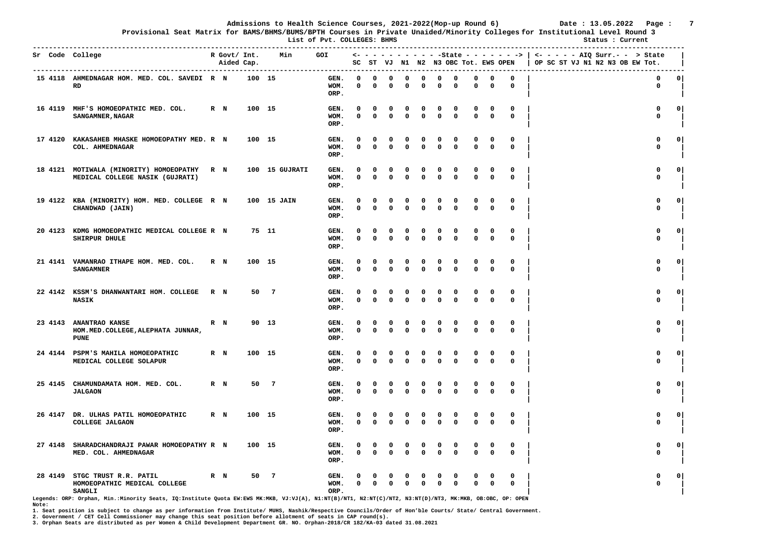# Admissions to Health Science Courses, 2021-2022(Mop-up Round 6)

Date : 13.05.2022

**Provisional Seat Matrix for BAMS/BHMS/BUMS/BPTH Courses in Private Unaided/Minority Colleges for Institutional Level Round 3**

List of Pvt. COLLEGES: BHMS

Status : Current

| Sr | Code | College | R | Govt/ Aided | Int. Cap. | Min | GOI | | State SC | ST | VJ | N1 | N2 | N3 | OBC | Tot. | EWS | OPEN | AIQ Surr. OP | SC | ST | VJ | N1 | N2 | N3 | OB | EW | Tot. | > State |
|---|---|---|---|---|---|---|---|---|---|---|---|---|---|---|---|---|---|---|---|---|---|---|---|---|---|---|---|---|---|
| 15 | 4118 | AHMEDNAGAR HOM. MED. COL. SAVEDI RD | R | N | 100 | 15 | | GEN. | 0 | 0 | 0 | 0 | 0 | 0 | 0 | 0 | 0 | 0 | | | | | | | | | | 0 | 0 |
| | | | | | | | | WOM. | 0 | 0 | 0 | 0 | 0 | 0 | 0 | 0 | 0 | 0 | | | | | | | | | | 0 | |
| | | | | | | | | ORP. | | | | | | | | | | | | | | | | | | | | | |
| 16 | 4119 | MHF'S HOMOEOPATHIC MED. COL. SANGAMNER,NAGAR | R | N | 100 | 15 | | GEN. | 0 | 0 | 0 | 0 | 0 | 0 | 0 | 0 | 0 | 0 | | | | | | | | | | 0 | 0 |
| | | | | | | | | WOM. | 0 | 0 | 0 | 0 | 0 | 0 | 0 | 0 | 0 | 0 | | | | | | | | | | 0 | |
| | | | | | | | | ORP. | | | | | | | | | | | | | | | | | | | | | |
| 17 | 4120 | KAKASAHEB MHASKE HOMOEOPATHY MED. COL. AHMEDNAGAR | R | N | 100 | 15 | | GEN. | 0 | 0 | 0 | 0 | 0 | 0 | 0 | 0 | 0 | 0 | | | | | | | | | | 0 | 0 |
| | | | | | | | | WOM. | 0 | 0 | 0 | 0 | 0 | 0 | 0 | 0 | 0 | 0 | | | | | | | | | | 0 | |
| | | | | | | | | ORP. | | | | | | | | | | | | | | | | | | | | | |
| 18 | 4121 | MOTIWALA (MINORITY) HOMOEOPATHY MEDICAL COLLEGE NASIK (GUJRATI) | R | N | 100 | 15 | GUJRATI | GEN. | 0 | 0 | 0 | 0 | 0 | 0 | 0 | 0 | 0 | 0 | | | | | | | | | | 0 | 0 |
| | | | | | | | | WOM. | 0 | 0 | 0 | 0 | 0 | 0 | 0 | 0 | 0 | 0 | | | | | | | | | | 0 | |
| | | | | | | | | ORP. | | | | | | | | | | | | | | | | | | | | | |
| 19 | 4122 | KBA (MINORITY) HOM. MED. COLLEGE CHANDWAD (JAIN) | R | N | 100 | 15 | JAIN | GEN. | 0 | 0 | 0 | 0 | 0 | 0 | 0 | 0 | 0 | 0 | | | | | | | | | | 0 | 0 |
| | | | | | | | | WOM. | 0 | 0 | 0 | 0 | 0 | 0 | 0 | 0 | 0 | 0 | | | | | | | | | | 0 | |
| | | | | | | | | ORP. | | | | | | | | | | | | | | | | | | | | | |
| 20 | 4123 | KDMG HOMOEOPATHIC MEDICAL COLLEGE SHIRPUR DHULE | R | N | 75 | 11 | | GEN. | 0 | 0 | 0 | 0 | 0 | 0 | 0 | 0 | 0 | 0 | | | | | | | | | | 0 | 0 |
| | | | | | | | | WOM. | 0 | 0 | 0 | 0 | 0 | 0 | 0 | 0 | 0 | 0 | | | | | | | | | | 0 | |
| | | | | | | | | ORP. | | | | | | | | | | | | | | | | | | | | | |
| 21 | 4141 | VAMANRAO ITHAPE HOM. MED. COL. SANGAMNER | R | N | 100 | 15 | | GEN. | 0 | 0 | 0 | 0 | 0 | 0 | 0 | 0 | 0 | 0 | | | | | | | | | | 0 | 0 |
| | | | | | | | | WOM. | 0 | 0 | 0 | 0 | 0 | 0 | 0 | 0 | 0 | 0 | | | | | | | | | | 0 | |
| | | | | | | | | ORP. | | | | | | | | | | | | | | | | | | | | | |
| 22 | 4142 | KSSM'S DHANWANTARI HOM. COLLEGE NASIK | R | N | 50 | 7 | | GEN. | 0 | 0 | 0 | 0 | 0 | 0 | 0 | 0 | 0 | 0 | | | | | | | | | | 0 | 0 |
| | | | | | | | | WOM. | 0 | 0 | 0 | 0 | 0 | 0 | 0 | 0 | 0 | 0 | | | | | | | | | | 0 | |
| | | | | | | | | ORP. | | | | | | | | | | | | | | | | | | | | | |
| 23 | 4143 | ANANTRAO KANSE HOM.MED.COLLEGE,ALEPHATA JUNNAR, PUNE | R | N | 90 | 13 | | GEN. | 0 | 0 | 0 | 0 | 0 | 0 | 0 | 0 | 0 | 0 | | | | | | | | | | 0 | 0 |
| | | | | | | | | WOM. | 0 | 0 | 0 | 0 | 0 | 0 | 0 | 0 | 0 | 0 | | | | | | | | | | 0 | |
| | | | | | | | | ORP. | | | | | | | | | | | | | | | | | | | | | |
| 24 | 4144 | PSPM'S MAHILA HOMOEOPATHIC MEDICAL COLLEGE SOLAPUR | R | N | 100 | 15 | | GEN. | 0 | 0 | 0 | 0 | 0 | 0 | 0 | 0 | 0 | 0 | | | | | | | | | | 0 | 0 |
| | | | | | | | | WOM. | 0 | 0 | 0 | 0 | 0 | 0 | 0 | 0 | 0 | 0 | | | | | | | | | | 0 | |
| | | | | | | | | ORP. | | | | | | | | | | | | | | | | | | | | | |
| 25 | 4145 | CHAMUNDAMATA HOM. MED. COL. JALGAON | R | N | 50 | 7 | | GEN. | 0 | 0 | 0 | 0 | 0 | 0 | 0 | 0 | 0 | 0 | | | | | | | | | | 0 | 0 |
| | | | | | | | | WOM. | 0 | 0 | 0 | 0 | 0 | 0 | 0 | 0 | 0 | 0 | | | | | | | | | | 0 | |
| | | | | | | | | ORP. | | | | | | | | | | | | | | | | | | | | | |
| 26 | 4147 | DR. ULHAS PATIL HOMOEOPATHIC COLLEGE JALGAON | R | N | 100 | 15 | | GEN. | 0 | 0 | 0 | 0 | 0 | 0 | 0 | 0 | 0 | 0 | | | | | | | | | | 0 | 0 |
| | | | | | | | | WOM. | 0 | 0 | 0 | 0 | 0 | 0 | 0 | 0 | 0 | 0 | | | | | | | | | | 0 | |
| | | | | | | | | ORP. | | | | | | | | | | | | | | | | | | | | | |
| 27 | 4148 | SHARADCHANDRAJI PAWAR HOMOEOPATHY MED. COL. AHMEDNAGAR | R | N | 100 | 15 | | GEN. | 0 | 0 | 0 | 0 | 0 | 0 | 0 | 0 | 0 | 0 | | | | | | | | | | 0 | 0 |
| | | | | | | | | WOM. | 0 | 0 | 0 | 0 | 0 | 0 | 0 | 0 | 0 | 0 | | | | | | | | | | 0 | |
| | | | | | | | | ORP. | | | | | | | | | | | | | | | | | | | | | |
| 28 | 4149 | STGC TRUST R.R. PATIL HOMOEOPATHIC MEDICAL COLLEGE SANGLI | R | N | 50 | 7 | | GEN. | 0 | 0 | 0 | 0 | 0 | 0 | 0 | 0 | 0 | 0 | | | | | | | | | | 0 | 0 |
| | | | | | | | | WOM. | 0 | 0 | 0 | 0 | 0 | 0 | 0 | 0 | 0 | 0 | | | | | | | | | | 0 | |
| | | | | | | | | ORP. | | | | | | | | | | | | | | | | | | | | | |

Legends: ORP: Orphan, Min.:Minority Seats, IQ:Institute Quota EW:EWS MK:MKB, VJ:VJ(A), N1:NT(B)/NT1, N2:NT(C)/NT2, N3:NT(D)/NT3, MK:MKB, OB:OBC, OP: OPEN

Note:

1. Seat position is subject to change as per information from Institute/ MUHS, Nashik/Respective Councils/Order of Hon'ble Courts/ State/ Central Government.
2. Government / CET Cell Commissioner may change this seat position before allotment of seats in CAP round(s).
3. Orphan Seats are distributed as per Women & Child Development Department GR. NO. Orphan-2018/CR 182/KA-03 dated 31.08.2021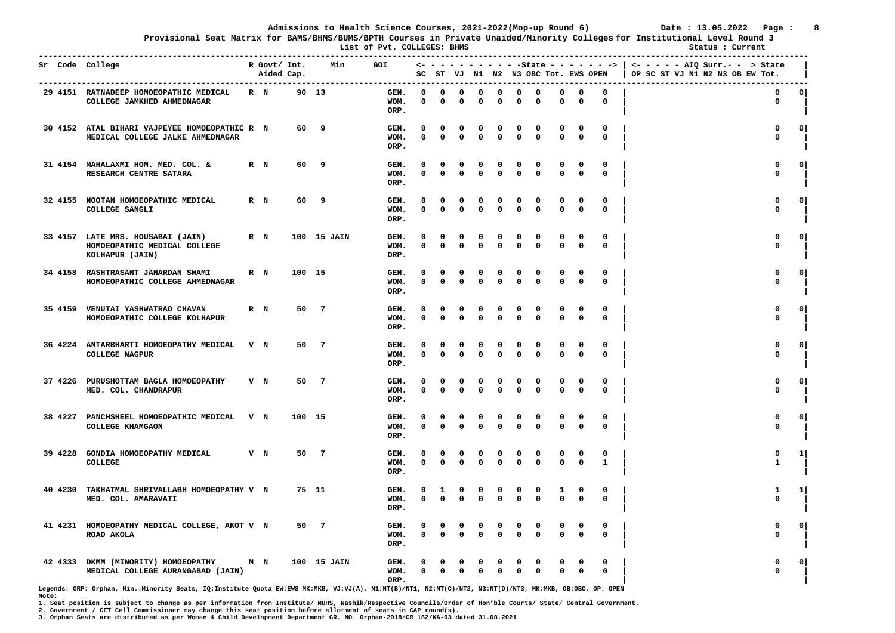Admissions to Health Science Courses, 2021-2022(Mop-up Round 6) Date : 13.05.2022

Provisional Seat Matrix for BAMS/BHMS/BUMS/BPTH Courses in Private Unaided/Minority Colleges for Institutional Level Round 3

List of Pvt. COLLEGES: BHMS

Status : Current

| Sr | Code | College | R | Govt/ Aided | Int. Cap. | Min | GOI | SC | ST | VJ | N1 | N2 | N3 | OBC | Tot. | EWS | OPEN | AIQ Surr. (OP SC ST VJ N1 N2 N3 OB EW) | Tot. | State |
|---|---|---|---|---|---|---|---|---|---|---|---|---|---|---|---|---|---|---|---|---|
| 29 | 4151 | RATNADEEP HOMOEOPATHIC MEDICAL COLLEGE JAMKHED AHMEDNAGAR | R | N | 90 | 13 | GEN. | 0 | 0 | 0 | 0 | 0 | 0 | 0 | 0 | 0 | 0 | | 0 | 0 |
| | | | | | | | WOM. | 0 | 0 | 0 | 0 | 0 | 0 | 0 | 0 | 0 | 0 | | 0 | |
| | | | | | | | ORP. | | | | | | | | | | | | | |
| 30 | 4152 | ATAL BIHARI VAJPEYEE HOMOEOPATHIC MEDICAL COLLEGE JALKE AHMEDNAGAR | R | N | 60 | 9 | GEN. | 0 | 0 | 0 | 0 | 0 | 0 | 0 | 0 | 0 | 0 | | 0 | 0 |
| | | | | | | | WOM. | 0 | 0 | 0 | 0 | 0 | 0 | 0 | 0 | 0 | 0 | | 0 | |
| | | | | | | | ORP. | | | | | | | | | | | | | |
| 31 | 4154 | MAHALAXMI HOM. MED. COL. & RESEARCH CENTRE SATARA | R | N | 60 | 9 | GEN. | 0 | 0 | 0 | 0 | 0 | 0 | 0 | 0 | 0 | 0 | | 0 | 0 |
| | | | | | | | WOM. | 0 | 0 | 0 | 0 | 0 | 0 | 0 | 0 | 0 | 0 | | 0 | |
| | | | | | | | ORP. | | | | | | | | | | | | | |
| 32 | 4155 | NOOTAN HOMOEOPATHIC MEDICAL COLLEGE SANGLI | R | N | 60 | 9 | GEN. | 0 | 0 | 0 | 0 | 0 | 0 | 0 | 0 | 0 | 0 | | 0 | 0 |
| | | | | | | | WOM. | 0 | 0 | 0 | 0 | 0 | 0 | 0 | 0 | 0 | 0 | | 0 | |
| | | | | | | | ORP. | | | | | | | | | | | | | |
| 33 | 4157 | LATE MRS. HOUSABAI (JAIN) HOMOEOPATHIC MEDICAL COLLEGE KOLHAPUR (JAIN) | R | N | 100 | 15 JAIN | GEN. | 0 | 0 | 0 | 0 | 0 | 0 | 0 | 0 | 0 | 0 | | 0 | 0 |
| | | | | | | | WOM. | 0 | 0 | 0 | 0 | 0 | 0 | 0 | 0 | 0 | 0 | | 0 | |
| | | | | | | | ORP. | | | | | | | | | | | | | |
| 34 | 4158 | RASHTRASANT JANARDAN SWAMI HOMOEOPATHIC COLLEGE AHMEDNAGAR | R | N | 100 | 15 | GEN. | 0 | 0 | 0 | 0 | 0 | 0 | 0 | 0 | 0 | 0 | | 0 | 0 |
| | | | | | | | WOM. | 0 | 0 | 0 | 0 | 0 | 0 | 0 | 0 | 0 | 0 | | 0 | |
| | | | | | | | ORP. | | | | | | | | | | | | | |
| 35 | 4159 | VENUTAI YASHWATRAO CHAVAN HOMOEOPATHIC COLLEGE KOLHAPUR | R | N | 50 | 7 | GEN. | 0 | 0 | 0 | 0 | 0 | 0 | 0 | 0 | 0 | 0 | | 0 | 0 |
| | | | | | | | WOM. | 0 | 0 | 0 | 0 | 0 | 0 | 0 | 0 | 0 | 0 | | 0 | |
| | | | | | | | ORP. | | | | | | | | | | | | | |
| 36 | 4224 | ANTARBHARTI HOMOEOPATHY MEDICAL COLLEGE NAGPUR | V | N | 50 | 7 | GEN. | 0 | 0 | 0 | 0 | 0 | 0 | 0 | 0 | 0 | 0 | | 0 | 0 |
| | | | | | | | WOM. | 0 | 0 | 0 | 0 | 0 | 0 | 0 | 0 | 0 | 0 | | 0 | |
| | | | | | | | ORP. | | | | | | | | | | | | | |
| 37 | 4226 | PURUSHOTTAM BAGLA HOMOEOPATHY MED. COL. CHANDRAPUR | V | N | 50 | 7 | GEN. | 0 | 0 | 0 | 0 | 0 | 0 | 0 | 0 | 0 | 0 | | 0 | 0 |
| | | | | | | | WOM. | 0 | 0 | 0 | 0 | 0 | 0 | 0 | 0 | 0 | 0 | | 0 | |
| | | | | | | | ORP. | | | | | | | | | | | | | |
| 38 | 4227 | PANCHSHEEL HOMOEOPATHIC MEDICAL COLLEGE KHAMGAON | V | N | 100 | 15 | GEN. | 0 | 0 | 0 | 0 | 0 | 0 | 0 | 0 | 0 | 0 | | 0 | 0 |
| | | | | | | | WOM. | 0 | 0 | 0 | 0 | 0 | 0 | 0 | 0 | 0 | 0 | | 0 | |
| | | | | | | | ORP. | | | | | | | | | | | | | |
| 39 | 4228 | GONDIA HOMOEOPATHY MEDICAL COLLEGE | V | N | 50 | 7 | GEN. | 0 | 0 | 0 | 0 | 0 | 0 | 0 | 0 | 0 | 0 | | 0 | 1 |
| | | | | | | | WOM. | 0 | 0 | 0 | 0 | 0 | 0 | 0 | 0 | 0 | 1 | | 1 | |
| | | | | | | | ORP. | | | | | | | | | | | | | |
| 40 | 4230 | TAKHATMAL SHRIVALLABH HOMOEOPATHY MED. COL. AMARAVATI | V | N | 75 | 11 | GEN. | 0 | 1 | 0 | 0 | 0 | 0 | 0 | 1 | 0 | 0 | | 1 | 1 |
| | | | | | | | WOM. | 0 | 0 | 0 | 0 | 0 | 0 | 0 | 0 | 0 | 0 | | 0 | |
| | | | | | | | ORP. | | | | | | | | | | | | | |
| 41 | 4231 | HOMOEOPATHY MEDICAL COLLEGE, AKOT ROAD AKOLA | V | N | 50 | 7 | GEN. | 0 | 0 | 0 | 0 | 0 | 0 | 0 | 0 | 0 | 0 | | 0 | 0 |
| | | | | | | | WOM. | 0 | 0 | 0 | 0 | 0 | 0 | 0 | 0 | 0 | 0 | | 0 | |
| | | | | | | | ORP. | | | | | | | | | | | | | |
| 42 | 4333 | DKMM (MINORITY) HOMOEOPATHY MEDICAL COLLEGE AURANGABAD (JAIN) | M | N | 100 | 15 JAIN | GEN. | 0 | 0 | 0 | 0 | 0 | 0 | 0 | 0 | 0 | 0 | | 0 | 0 |
| | | | | | | | WOM. | 0 | 0 | 0 | 0 | 0 | 0 | 0 | 0 | 0 | 0 | | 0 | |
| | | | | | | | ORP. | | | | | | | | | | | | | |

Legends: ORP: Orphan, Min.:Minority Seats, IQ:Institute Quota EW:EWS MK:MKB, VJ:VJ(A), N1:NT(B)/NT1, N2:NT(C)/NT2, N3:NT(D)/NT3, MK:MKB, OB:OBC, OP: OPEN

Note:

1. Seat position is subject to change as per information from Institute/ MUHS, Nashik/Respective Councils/Order of Hon'ble Courts/ State/ Central Government.
2. Government / CET Cell Commissioner may change this seat position before allotment of seats in CAP round(s).
3. Orphan Seats are distributed as per Women & Child Development Department GR. NO. Orphan-2018/CR 182/KA-03 dated 31.08.2021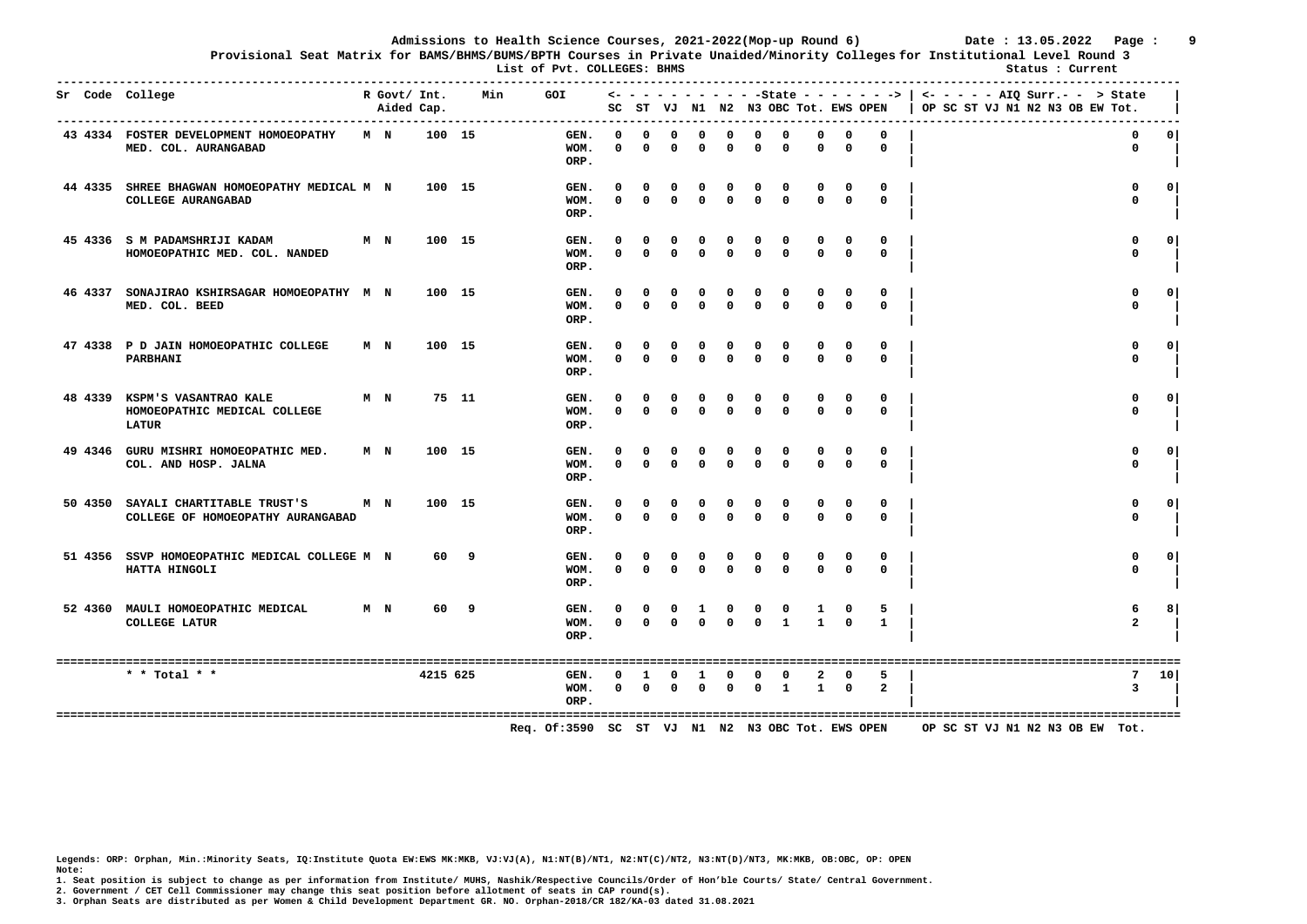Admissions to Health Science Courses, 2021-2022(Mop-up Round 6) Date : 13.05.2022

Provisional Seat Matrix for BAMS/BHMS/BUMS/BPTH Courses in Private Unaided/Minority Colleges for Institutional Level Round 3

List of Pvt. COLLEGES: BHMS Status : Current

| Sr | Code | College | R | Govt/ Aided | Int. Cap. | Min | GOI | | State SC | ST | VJ | N1 | N2 | N3 | OBC | Tot. | EWS | OPEN | AIQ Surr. OP | SC | ST | VJ | N1 | N2 | N3 | OB | EW | Tot. | State |
|---|---|---|---|---|---|---|---|---|---|---|---|---|---|---|---|---|---|---|---|---|---|---|---|---|---|---|---|---|---|
| 43 | 4334 | FOSTER DEVELOPMENT HOMOEOPATHY MED. COL. AURANGABAD | M | N | 100 | 15 | | GEN. | 0 | 0 | 0 | 0 | 0 | 0 | 0 | 0 | 0 | 0 | | | | | | | | | | 0 | 0 |
| | | | | | | | | WOM. | 0 | 0 | 0 | 0 | 0 | 0 | 0 | 0 | 0 | 0 | | | | | | | | | | 0 | |
| | | | | | | | | ORP. | | | | | | | | | | | | | | | | | | | | | |
| 44 | 4335 | SHREE BHAGWAN HOMOEOPATHY MEDICAL COLLEGE AURANGABAD | M | N | 100 | 15 | | GEN. | 0 | 0 | 0 | 0 | 0 | 0 | 0 | 0 | 0 | 0 | | | | | | | | | | 0 | 0 |
| | | | | | | | | WOM. | 0 | 0 | 0 | 0 | 0 | 0 | 0 | 0 | 0 | 0 | | | | | | | | | | 0 | |
| | | | | | | | | ORP. | | | | | | | | | | | | | | | | | | | | | |
| 45 | 4336 | S M PADAMSHRIJI KADAM HOMOEOPATHIC MED. COL. NANDED | M | N | 100 | 15 | | GEN. | 0 | 0 | 0 | 0 | 0 | 0 | 0 | 0 | 0 | 0 | | | | | | | | | | 0 | 0 |
| | | | | | | | | WOM. | 0 | 0 | 0 | 0 | 0 | 0 | 0 | 0 | 0 | 0 | | | | | | | | | | 0 | |
| | | | | | | | | ORP. | | | | | | | | | | | | | | | | | | | | | |
| 46 | 4337 | SONAJIRAO KSHIRSAGAR HOMOEOPATHY MED. COL. BEED | M | N | 100 | 15 | | GEN. | 0 | 0 | 0 | 0 | 0 | 0 | 0 | 0 | 0 | 0 | | | | | | | | | | 0 | 0 |
| | | | | | | | | WOM. | 0 | 0 | 0 | 0 | 0 | 0 | 0 | 0 | 0 | 0 | | | | | | | | | | 0 | |
| | | | | | | | | ORP. | | | | | | | | | | | | | | | | | | | | | |
| 47 | 4338 | P D JAIN HOMOEOPATHIC COLLEGE PARBHANI | M | N | 100 | 15 | | GEN. | 0 | 0 | 0 | 0 | 0 | 0 | 0 | 0 | 0 | 0 | | | | | | | | | | 0 | 0 |
| | | | | | | | | WOM. | 0 | 0 | 0 | 0 | 0 | 0 | 0 | 0 | 0 | 0 | | | | | | | | | | 0 | |
| | | | | | | | | ORP. | | | | | | | | | | | | | | | | | | | | | |
| 48 | 4339 | KSPM'S VASANTRAO KALE HOMOEOPATHIC MEDICAL COLLEGE LATUR | M | N | 75 | 11 | | GEN. | 0 | 0 | 0 | 0 | 0 | 0 | 0 | 0 | 0 | 0 | | | | | | | | | | 0 | 0 |
| | | | | | | | | WOM. | 0 | 0 | 0 | 0 | 0 | 0 | 0 | 0 | 0 | 0 | | | | | | | | | | 0 | |
| | | | | | | | | ORP. | | | | | | | | | | | | | | | | | | | | | |
| 49 | 4346 | GURU MISHRI HOMOEOPATHIC MED. COL. AND HOSP. JALNA | M | N | 100 | 15 | | GEN. | 0 | 0 | 0 | 0 | 0 | 0 | 0 | 0 | 0 | 0 | | | | | | | | | | 0 | 0 |
| | | | | | | | | WOM. | 0 | 0 | 0 | 0 | 0 | 0 | 0 | 0 | 0 | 0 | | | | | | | | | | 0 | |
| | | | | | | | | ORP. | | | | | | | | | | | | | | | | | | | | | |
| 50 | 4350 | SAYALI CHARTITABLE TRUST'S COLLEGE OF HOMOEOPATHY AURANGABAD | M | N | 100 | 15 | | GEN. | 0 | 0 | 0 | 0 | 0 | 0 | 0 | 0 | 0 | 0 | | | | | | | | | | 0 | 0 |
| | | | | | | | | WOM. | 0 | 0 | 0 | 0 | 0 | 0 | 0 | 0 | 0 | 0 | | | | | | | | | | 0 | |
| | | | | | | | | ORP. | | | | | | | | | | | | | | | | | | | | | |
| 51 | 4356 | SSVP HOMOEOPATHIC MEDICAL COLLEGE HATTA HINGOLI | M | N | 60 | 9 | | GEN. | 0 | 0 | 0 | 0 | 0 | 0 | 0 | 0 | 0 | 0 | | | | | | | | | | 0 | 0 |
| | | | | | | | | WOM. | 0 | 0 | 0 | 0 | 0 | 0 | 0 | 0 | 0 | 0 | | | | | | | | | | 0 | |
| | | | | | | | | ORP. | | | | | | | | | | | | | | | | | | | | | |
| 52 | 4360 | MAULI HOMOEOPATHIC MEDICAL COLLEGE LATUR | M | N | 60 | 9 | | GEN. | 0 | 0 | 0 | 1 | 0 | 0 | 0 | 1 | 0 | 5 | | | | | | | | | | 6 | 8 |
| | | | | | | | | WOM. | 0 | 0 | 0 | 0 | 0 | 0 | 1 | 1 | 0 | 1 | | | | | | | | | | 2 | |
| | | | | | | | | ORP. | | | | | | | | | | | | | | | | | | | | | |
| | | * * Total * * | | | 4215 | 625 | | GEN. | 0 | 1 | 0 | 1 | 0 | 0 | 0 | 2 | 0 | 5 | | | | | | | | | | 7 | 10 |
| | | | | | | | | WOM. | 0 | 0 | 0 | 0 | 0 | 0 | 1 | 1 | 0 | 2 | | | | | | | | | | 3 | |
| | | | | | | | | ORP. | | | | | | | | | | | | | | | | | | | | | |

Req. Of:3590 SC ST VJ N1 N2 N3 OBC Tot. EWS OPEN OP SC ST VJ N1 N2 N3 OB EW Tot.

Legends: ORP: Orphan, Min.:Minority Seats, IQ:Institute Quota EW:EWS MK:MKB, VJ:VJ(A), N1:NT(B)/NT1, N2:NT(C)/NT2, N3:NT(D)/NT3, MK:MKB, OB:OBC, OP: OPEN

Note:

1. Seat position is subject to change as per information from Institute/ MUHS, Nashik/Respective Councils/Order of Hon'ble Courts/ State/ Central Government.
2. Government / CET Cell Commissioner may change this seat position before allotment of seats in CAP round(s).
3. Orphan Seats are distributed as per Women & Child Development Department GR. NO. Orphan-2018/CR 182/KA-03 dated 31.08.2021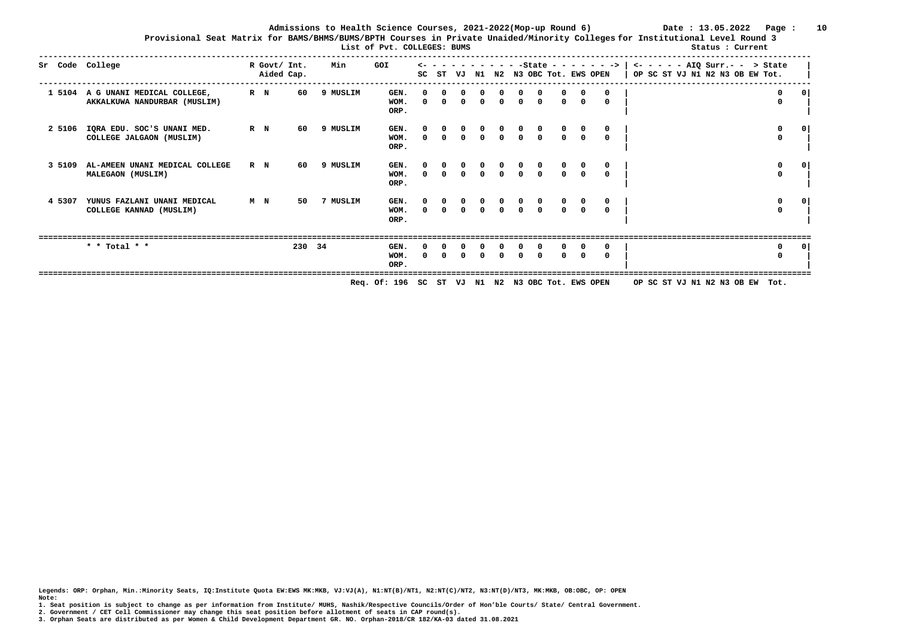# Admissions to Health Science Courses, 2021-2022(Mop-up Round 6)

Date : 13.05.2022

## Provisional Seat Matrix for BAMS/BHMS/BUMS/BPTH Courses in Private Unaided/Minority Colleges for Institutional Level Round 3

List of Pvt. COLLEGES: BUMS

Status : Current

| Sr | Code | College | R | Govt/ Aided | Int. Cap. | Min | GOI | | State SC | ST | VJ | N1 | N2 | N3 | OBC | Tot. | EWS | OPEN | AIQ Surr. OP | SC | ST | VJ | N1 | N2 | N3 | OB | EW | > State Tot. | |
|---|---|---|---|---|---|---|---|---|---|---|---|---|---|---|---|---|---|---|---|---|---|---|---|---|---|---|---|---|---|
| 1 | 5104 | A G UNANI MEDICAL COLLEGE, AKKALKUWA NANDURBAR (MUSLIM) | R | N | 60 | 9 | MUSLIM | GEN. | 0 | 0 | 0 | 0 | 0 | 0 | 0 | 0 | 0 | 0 | | | | | | | | | | 0 | 0 |
| | | | | | | | | WOM. | 0 | 0 | 0 | 0 | 0 | 0 | 0 | 0 | 0 | 0 | | | | | | | | | | 0 | |
| | | | | | | | | ORP. | | | | | | | | | | | | | | | | | | | | | |
| 2 | 5106 | IQRA EDU. SOC'S UNANI MED. COLLEGE JALGAON (MUSLIM) | R | N | 60 | 9 | MUSLIM | GEN. | 0 | 0 | 0 | 0 | 0 | 0 | 0 | 0 | 0 | 0 | | | | | | | | | | 0 | 0 |
| | | | | | | | | WOM. | 0 | 0 | 0 | 0 | 0 | 0 | 0 | 0 | 0 | 0 | | | | | | | | | | 0 | |
| | | | | | | | | ORP. | | | | | | | | | | | | | | | | | | | | | |
| 3 | 5109 | AL-AMEEN UNANI MEDICAL COLLEGE MALEGAON (MUSLIM) | R | N | 60 | 9 | MUSLIM | GEN. | 0 | 0 | 0 | 0 | 0 | 0 | 0 | 0 | 0 | 0 | | | | | | | | | | 0 | 0 |
| | | | | | | | | WOM. | 0 | 0 | 0 | 0 | 0 | 0 | 0 | 0 | 0 | 0 | | | | | | | | | | 0 | |
| | | | | | | | | ORP. | | | | | | | | | | | | | | | | | | | | | |
| 4 | 5307 | YUNUS FAZLANI UNANI MEDICAL COLLEGE KANNAD (MUSLIM) | M | N | 50 | 7 | MUSLIM | GEN. | 0 | 0 | 0 | 0 | 0 | 0 | 0 | 0 | 0 | 0 | | | | | | | | | | 0 | 0 |
| | | | | | | | | WOM. | 0 | 0 | 0 | 0 | 0 | 0 | 0 | 0 | 0 | 0 | | | | | | | | | | 0 | |
| | | | | | | | | ORP. | | | | | | | | | | | | | | | | | | | | | |
| | | * * Total * * | | | 230 | 34 | | GEN. | 0 | 0 | 0 | 0 | 0 | 0 | 0 | 0 | 0 | 0 | | | | | | | | | | 0 | 0 |
| | | | | | | | | WOM. | 0 | 0 | 0 | 0 | 0 | 0 | 0 | 0 | 0 | 0 | | | | | | | | | | 0 | |
| | | | | | | | | ORP. | | | | | | | | | | | | | | | | | | | | | |

Req. Of: 196 SC ST VJ N1 N2 N3 OBC Tot. EWS OPEN OP SC ST VJ N1 N2 N3 OB EW Tot.

Legends: ORP: Orphan, Min.:Minority Seats, IQ:Institute Quota EW:EWS MK:MKB, VJ:VJ(A), N1:NT(B)/NT1, N2:NT(C)/NT2, N3:NT(D)/NT3, MK:MKB, OB:OBC, OP: OPEN

**Note:**

1. Seat position is subject to change as per information from Institute/ MUHS, Nashik/Respective Councils/Order of Hon'ble Courts/ State/ Central Government.
2. Government / CET Cell Commissioner may change this seat position before allotment of seats in CAP round(s).
3. Orphan Seats are distributed as per Women & Child Development Department GR. NO. Orphan-2018/CR 182/KA-03 dated 31.08.2021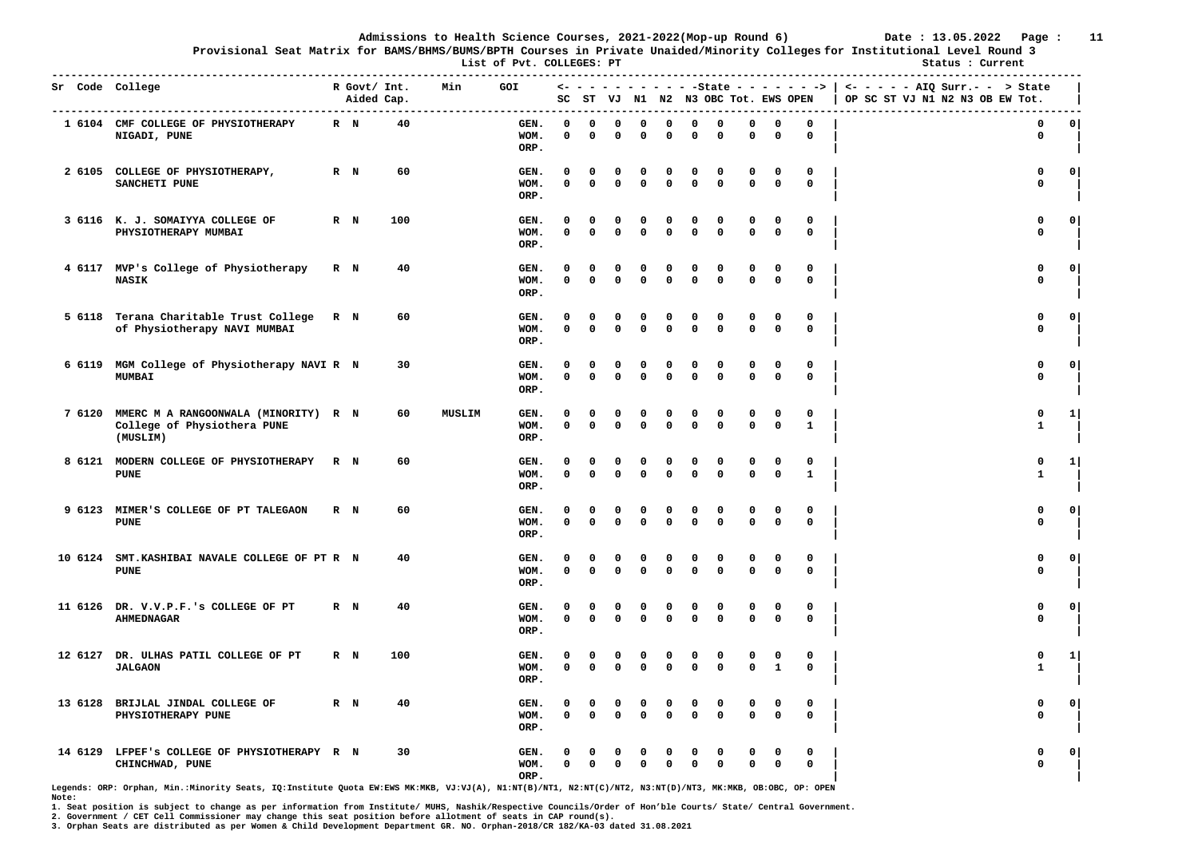**Admissions to Health Science Courses, 2021-2022(Mop-up Round 6)** Date : 13.05.2022

**Provisional Seat Matrix for BAMS/BHMS/BUMS/BPTH Courses in Private Unaided/Minority Colleges for Institutional Level Round 3**

List of Pvt. COLLEGES: PT — Status : Current

| Sr | Code | College | R | Govt/ Aided | Int. Cap. | Min | GOI | State SC | ST | VJ | N1 | N2 | N3 | OBC | Tot. | EWS | OPEN | AIQ Surr. -> State OP | SC | ST | VJ | N1 | N2 | N3 | OB | EW | Tot. |
|---|---|---|---|---|---|---|---|---|---|---|---|---|---|---|---|---|---|---|---|---|---|---|---|---|---|---|---|
| 1 | 6104 | CMF COLLEGE OF PHYSIOTHERAPY NIGADI, PUNE | R | N | 40 | | GEN. | 0 | 0 | 0 | 0 | 0 | 0 | 0 | 0 | 0 | 0 | | | | | | | | | 0 | 0 |
| | | | | | | | WOM. | 0 | 0 | 0 | 0 | 0 | 0 | 0 | 0 | 0 | 0 | | | | | | | | | 0 | |
| | | | | | | | ORP. | | | | | | | | | | | | | | | | | | | | |
| 2 | 6105 | COLLEGE OF PHYSIOTHERAPY, SANCHETI PUNE | R | N | 60 | | GEN. | 0 | 0 | 0 | 0 | 0 | 0 | 0 | 0 | 0 | 0 | | | | | | | | | 0 | 0 |
| | | | | | | | WOM. | 0 | 0 | 0 | 0 | 0 | 0 | 0 | 0 | 0 | 0 | | | | | | | | | 0 | |
| | | | | | | | ORP. | | | | | | | | | | | | | | | | | | | | |
| 3 | 6116 | K. J. SOMAIYYA COLLEGE OF PHYSIOTHERAPY MUMBAI | R | N | 100 | | GEN. | 0 | 0 | 0 | 0 | 0 | 0 | 0 | 0 | 0 | 0 | | | | | | | | | 0 | 0 |
| | | | | | | | WOM. | 0 | 0 | 0 | 0 | 0 | 0 | 0 | 0 | 0 | 0 | | | | | | | | | 0 | |
| | | | | | | | ORP. | | | | | | | | | | | | | | | | | | | | |
| 4 | 6117 | MVP's College of Physiotherapy NASIK | R | N | 40 | | GEN. | 0 | 0 | 0 | 0 | 0 | 0 | 0 | 0 | 0 | 0 | | | | | | | | | 0 | 0 |
| | | | | | | | WOM. | 0 | 0 | 0 | 0 | 0 | 0 | 0 | 0 | 0 | 0 | | | | | | | | | 0 | |
| | | | | | | | ORP. | | | | | | | | | | | | | | | | | | | | |
| 5 | 6118 | Terana Charitable Trust College of Physiotherapy NAVI MUMBAI | R | N | 60 | | GEN. | 0 | 0 | 0 | 0 | 0 | 0 | 0 | 0 | 0 | 0 | | | | | | | | | 0 | 0 |
| | | | | | | | WOM. | 0 | 0 | 0 | 0 | 0 | 0 | 0 | 0 | 0 | 0 | | | | | | | | | 0 | |
| | | | | | | | ORP. | | | | | | | | | | | | | | | | | | | | |
| 6 | 6119 | MGM College of Physiotherapy NAVI MUMBAI | R | N | 30 | | GEN. | 0 | 0 | 0 | 0 | 0 | 0 | 0 | 0 | 0 | 0 | | | | | | | | | 0 | 0 |
| | | | | | | | WOM. | 0 | 0 | 0 | 0 | 0 | 0 | 0 | 0 | 0 | 0 | | | | | | | | | 0 | |
| | | | | | | | ORP. | | | | | | | | | | | | | | | | | | | | |
| 7 | 6120 | MMERC M A RANGOONWALA (MINORITY) College of Physiothera PUNE (MUSLIM) | R | N | 60 | MUSLIM | GEN. | 0 | 0 | 0 | 0 | 0 | 0 | 0 | 0 | 0 | 0 | | | | | | | | | 0 | 1 |
| | | | | | | | WOM. | 0 | 0 | 0 | 0 | 0 | 0 | 0 | 0 | 0 | 1 | | | | | | | | | 1 | |
| | | | | | | | ORP. | | | | | | | | | | | | | | | | | | | | |
| 8 | 6121 | MODERN COLLEGE OF PHYSIOTHERAPY PUNE | R | N | 60 | | GEN. | 0 | 0 | 0 | 0 | 0 | 0 | 0 | 0 | 0 | 0 | | | | | | | | | 0 | 1 |
| | | | | | | | WOM. | 0 | 0 | 0 | 0 | 0 | 0 | 0 | 0 | 0 | 1 | | | | | | | | | 1 | |
| | | | | | | | ORP. | | | | | | | | | | | | | | | | | | | | |
| 9 | 6123 | MIMER'S COLLEGE OF PT TALEGAON PUNE | R | N | 60 | | GEN. | 0 | 0 | 0 | 0 | 0 | 0 | 0 | 0 | 0 | 0 | | | | | | | | | 0 | 0 |
| | | | | | | | WOM. | 0 | 0 | 0 | 0 | 0 | 0 | 0 | 0 | 0 | 0 | | | | | | | | | 0 | |
| | | | | | | | ORP. | | | | | | | | | | | | | | | | | | | | |
| 10 | 6124 | SMT.KASHIBAI NAVALE COLLEGE OF PT PUNE | R | N | 40 | | GEN. | 0 | 0 | 0 | 0 | 0 | 0 | 0 | 0 | 0 | 0 | | | | | | | | | 0 | 0 |
| | | | | | | | WOM. | 0 | 0 | 0 | 0 | 0 | 0 | 0 | 0 | 0 | 0 | | | | | | | | | 0 | |
| | | | | | | | ORP. | | | | | | | | | | | | | | | | | | | | |
| 11 | 6126 | DR. V.V.P.F.'s COLLEGE OF PT AHMEDNAGAR | R | N | 40 | | GEN. | 0 | 0 | 0 | 0 | 0 | 0 | 0 | 0 | 0 | 0 | | | | | | | | | 0 | 0 |
| | | | | | | | WOM. | 0 | 0 | 0 | 0 | 0 | 0 | 0 | 0 | 0 | 0 | | | | | | | | | 0 | |
| | | | | | | | ORP. | | | | | | | | | | | | | | | | | | | | |
| 12 | 6127 | DR. ULHAS PATIL COLLEGE OF PT JALGAON | R | N | 100 | | GEN. | 0 | 0 | 0 | 0 | 0 | 0 | 0 | 0 | 0 | 0 | | | | | | | | | 0 | 1 |
| | | | | | | | WOM. | 0 | 0 | 0 | 0 | 0 | 0 | 0 | 0 | 1 | 0 | | | | | | | | | 1 | |
| | | | | | | | ORP. | | | | | | | | | | | | | | | | | | | | |
| 13 | 6128 | BRIJLAL JINDAL COLLEGE OF PHYSIOTHERAPY PUNE | R | N | 40 | | GEN. | 0 | 0 | 0 | 0 | 0 | 0 | 0 | 0 | 0 | 0 | | | | | | | | | 0 | 0 |
| | | | | | | | WOM. | 0 | 0 | 0 | 0 | 0 | 0 | 0 | 0 | 0 | 0 | | | | | | | | | 0 | |
| | | | | | | | ORP. | | | | | | | | | | | | | | | | | | | | |
| 14 | 6129 | LFPEF's COLLEGE OF PHYSIOTHERAPY CHINCHWAD, PUNE | R | N | 30 | | GEN. | 0 | 0 | 0 | 0 | 0 | 0 | 0 | 0 | 0 | 0 | | | | | | | | | 0 | 0 |
| | | | | | | | WOM. | 0 | 0 | 0 | 0 | 0 | 0 | 0 | 0 | 0 | 0 | | | | | | | | | 0 | |
| | | | | | | | ORP. | | | | | | | | | | | | | | | | | | | | |

Legends: ORP: Orphan, Min.:Minority Seats, IQ:Institute Quota EW:EWS MK:MKB, VJ:VJ(A), N1:NT(B)/NT1, N2:NT(C)/NT2, N3:NT(D)/NT3, MK:MKB, OB:OBC, OP: OPEN

**Note:**

1. Seat position is subject to change as per information from Institute/ MUHS, Nashik/Respective Councils/Order of Hon'ble Courts/ State/ Central Government.
2. Government / CET Cell Commissioner may change this seat position before allotment of seats in CAP round(s).
3. Orphan Seats are distributed as per Women & Child Development Department GR. NO. Orphan-2018/CR 182/KA-03 dated 31.08.2021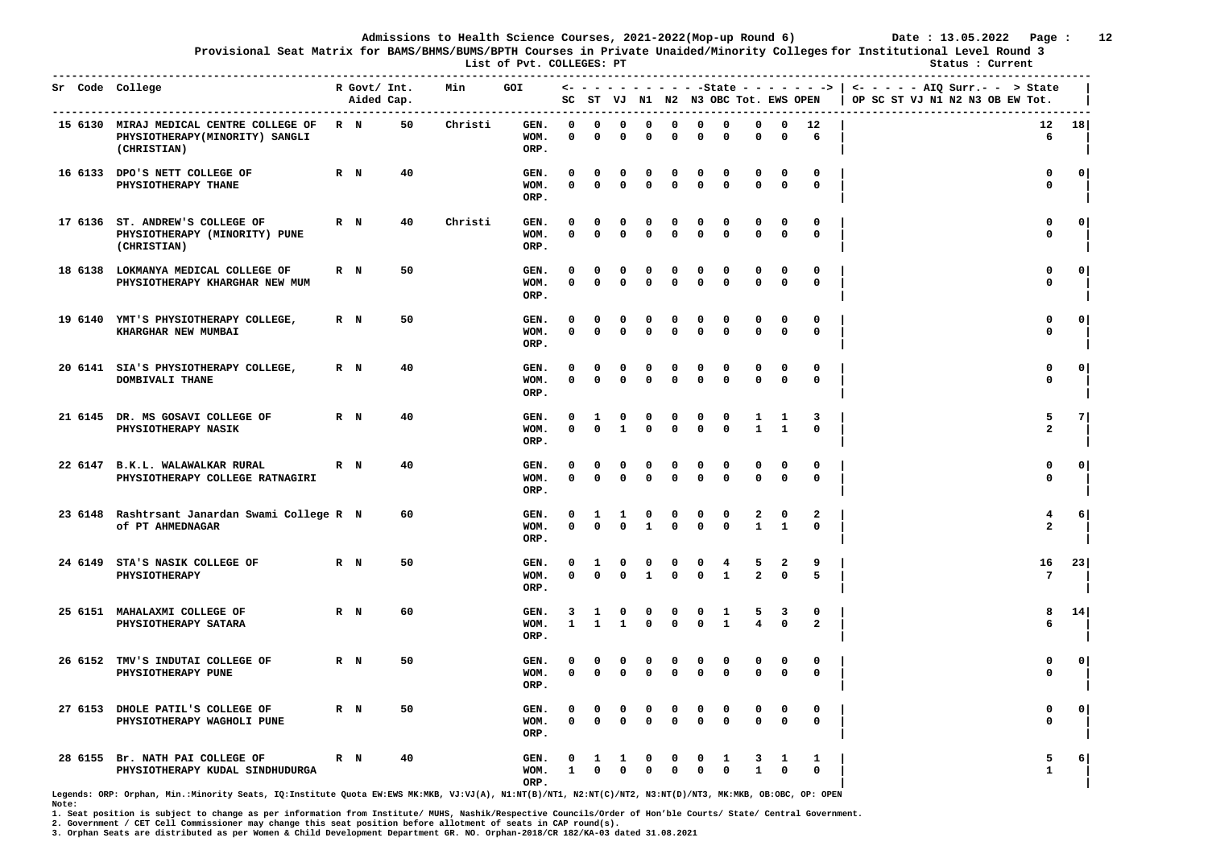Admissions to Health Science Courses, 2021-2022(Mop-up Round 6) Date : 13.05.2022

Provisional Seat Matrix for BAMS/BHMS/BUMS/BPTH Courses in Private Unaided/Minority Colleges for Institutional Level Round 3

List of Pvt. COLLEGES: PT

Status : Current

| Sr | Code | College | R | Govt/ Aided | Int. Cap. | Min | GOI | State SC | ST | VJ | N1 | N2 | N3 | OBC | Tot. EWS | OPEN | AIQ Surr. > State OP | SC | ST | VJ | N1 | N2 | N3 | OB | EW | Tot. |
|---|---|---|---|---|---|---|---|---|---|---|---|---|---|---|---|---|---|---|---|---|---|---|---|---|---|---|
| 15 | 6130 | MIRAJ MEDICAL CENTRE COLLEGE OF PHYSIOTHERAPY(MINORITY) SANGLI (CHRISTIAN) | R | N | 50 | Christi | GEN. | 0 | 0 | 0 | 0 | 0 | 0 | 0 | 0 | 0 | 12 | | | | | | | | | 12 | 18 |
| | | | | | | | WOM. | 0 | 0 | 0 | 0 | 0 | 0 | 0 | 0 | 0 | 6 | | | | | | | | | 6 | |
| | | | | | | | ORP. | | | | | | | | | | | | | | | | | | | | |
| 16 | 6133 | DPO'S NETT COLLEGE OF PHYSIOTHERAPY THANE | R | N | 40 | | GEN. | 0 | 0 | 0 | 0 | 0 | 0 | 0 | 0 | 0 | 0 | | | | | | | | | 0 | 0 |
| | | | | | | | WOM. | 0 | 0 | 0 | 0 | 0 | 0 | 0 | 0 | 0 | 0 | | | | | | | | | 0 | |
| | | | | | | | ORP. | | | | | | | | | | | | | | | | | | | | |
| 17 | 6136 | ST. ANDREW'S COLLEGE OF PHYSIOTHERAPY (MINORITY) PUNE (CHRISTIAN) | R | N | 40 | Christi | GEN. | 0 | 0 | 0 | 0 | 0 | 0 | 0 | 0 | 0 | 0 | | | | | | | | | 0 | 0 |
| | | | | | | | WOM. | 0 | 0 | 0 | 0 | 0 | 0 | 0 | 0 | 0 | 0 | | | | | | | | | 0 | |
| | | | | | | | ORP. | | | | | | | | | | | | | | | | | | | | |
| 18 | 6138 | LOKMANYA MEDICAL COLLEGE OF PHYSIOTHERAPY KHARGHAR NEW MUM | R | N | 50 | | GEN. | 0 | 0 | 0 | 0 | 0 | 0 | 0 | 0 | 0 | 0 | | | | | | | | | 0 | 0 |
| | | | | | | | WOM. | 0 | 0 | 0 | 0 | 0 | 0 | 0 | 0 | 0 | 0 | | | | | | | | | 0 | |
| | | | | | | | ORP. | | | | | | | | | | | | | | | | | | | | |
| 19 | 6140 | YMT'S PHYSIOTHERAPY COLLEGE, KHARGHAR NEW MUMBAI | R | N | 50 | | GEN. | 0 | 0 | 0 | 0 | 0 | 0 | 0 | 0 | 0 | 0 | | | | | | | | | 0 | 0 |
| | | | | | | | WOM. | 0 | 0 | 0 | 0 | 0 | 0 | 0 | 0 | 0 | 0 | | | | | | | | | 0 | |
| | | | | | | | ORP. | | | | | | | | | | | | | | | | | | | | |
| 20 | 6141 | SIA'S PHYSIOTHERAPY COLLEGE, DOMBIVALI THANE | R | N | 40 | | GEN. | 0 | 0 | 0 | 0 | 0 | 0 | 0 | 0 | 0 | 0 | | | | | | | | | 0 | 0 |
| | | | | | | | WOM. | 0 | 0 | 0 | 0 | 0 | 0 | 0 | 0 | 0 | 0 | | | | | | | | | 0 | |
| | | | | | | | ORP. | | | | | | | | | | | | | | | | | | | | |
| 21 | 6145 | DR. MS GOSAVI COLLEGE OF PHYSIOTHERAPY NASIK | R | N | 40 | | GEN. | 0 | 1 | 0 | 0 | 0 | 0 | 0 | 1 | 1 | 3 | | | | | | | | | 5 | 7 |
| | | | | | | | WOM. | 0 | 0 | 1 | 0 | 0 | 0 | 0 | 1 | 1 | 0 | | | | | | | | | 2 | |
| | | | | | | | ORP. | | | | | | | | | | | | | | | | | | | | |
| 22 | 6147 | B.K.L. WALAWALKAR RURAL PHYSIOTHERAPY COLLEGE RATNAGIRI | R | N | 40 | | GEN. | 0 | 0 | 0 | 0 | 0 | 0 | 0 | 0 | 0 | 0 | | | | | | | | | 0 | 0 |
| | | | | | | | WOM. | 0 | 0 | 0 | 0 | 0 | 0 | 0 | 0 | 0 | 0 | | | | | | | | | 0 | |
| | | | | | | | ORP. | | | | | | | | | | | | | | | | | | | | |
| 23 | 6148 | Rashtrsant Janardan Swami College of PT AHMEDNAGAR | R | N | 60 | | GEN. | 0 | 1 | 1 | 0 | 0 | 0 | 0 | 2 | 0 | 2 | | | | | | | | | 4 | 6 |
| | | | | | | | WOM. | 0 | 0 | 0 | 1 | 0 | 0 | 0 | 1 | 1 | 0 | | | | | | | | | 2 | |
| | | | | | | | ORP. | | | | | | | | | | | | | | | | | | | | |
| 24 | 6149 | STA'S NASIK COLLEGE OF PHYSIOTHERAPY | R | N | 50 | | GEN. | 0 | 1 | 0 | 0 | 0 | 0 | 4 | 5 | 2 | 9 | | | | | | | | | 16 | 23 |
| | | | | | | | WOM. | 0 | 0 | 0 | 1 | 0 | 0 | 1 | 2 | 0 | 5 | | | | | | | | | 7 | |
| | | | | | | | ORP. | | | | | | | | | | | | | | | | | | | | |
| 25 | 6151 | MAHALAXMI COLLEGE OF PHYSIOTHERAPY SATARA | R | N | 60 | | GEN. | 3 | 1 | 0 | 0 | 0 | 0 | 1 | 5 | 3 | 0 | | | | | | | | | 8 | 14 |
| | | | | | | | WOM. | 1 | 1 | 1 | 0 | 0 | 0 | 1 | 4 | 0 | 2 | | | | | | | | | 6 | |
| | | | | | | | ORP. | | | | | | | | | | | | | | | | | | | | |
| 26 | 6152 | TMV'S INDUTAI COLLEGE OF PHYSIOTHERAPY PUNE | R | N | 50 | | GEN. | 0 | 0 | 0 | 0 | 0 | 0 | 0 | 0 | 0 | 0 | | | | | | | | | 0 | 0 |
| | | | | | | | WOM. | 0 | 0 | 0 | 0 | 0 | 0 | 0 | 0 | 0 | 0 | | | | | | | | | 0 | |
| | | | | | | | ORP. | | | | | | | | | | | | | | | | | | | | |
| 27 | 6153 | DHOLE PATIL'S COLLEGE OF PHYSIOTHERAPY WAGHOLI PUNE | R | N | 50 | | GEN. | 0 | 0 | 0 | 0 | 0 | 0 | 0 | 0 | 0 | 0 | | | | | | | | | 0 | 0 |
| | | | | | | | WOM. | 0 | 0 | 0 | 0 | 0 | 0 | 0 | 0 | 0 | 0 | | | | | | | | | 0 | |
| | | | | | | | ORP. | | | | | | | | | | | | | | | | | | | | |
| 28 | 6155 | Br. NATH PAI COLLEGE OF PHYSIOTHERAPY KUDAL SINDHUDURGA | R | N | 40 | | GEN. | 0 | 1 | 1 | 0 | 0 | 0 | 1 | 3 | 1 | 1 | | | | | | | | | 5 | 6 |
| | | | | | | | WOM. | 1 | 0 | 0 | 0 | 0 | 0 | 0 | 1 | 0 | 0 | | | | | | | | | 1 | |
| | | | | | | | ORP. | | | | | | | | | | | | | | | | | | | | |

Legends: ORP: Orphan, Min.:Minority Seats, IQ:Institute Quota EW:EWS MK:MKB, VJ:VJ(A), N1:NT(B)/NT1, N2:NT(C)/NT2, N3:NT(D)/NT3, MK:MKB, OB:OBC, OP: OPEN

Note:

1. Seat position is subject to change as per information from Institute/ MUHS, Nashik/Respective Councils/Order of Hon'ble Courts/ State/ Central Government.
2. Government / CET Cell Commissioner may change this seat position before allotment of seats in CAP round(s).
3. Orphan Seats are distributed as per Women & Child Development Department GR. NO. Orphan-2018/CR 182/KA-03 dated 31.08.2021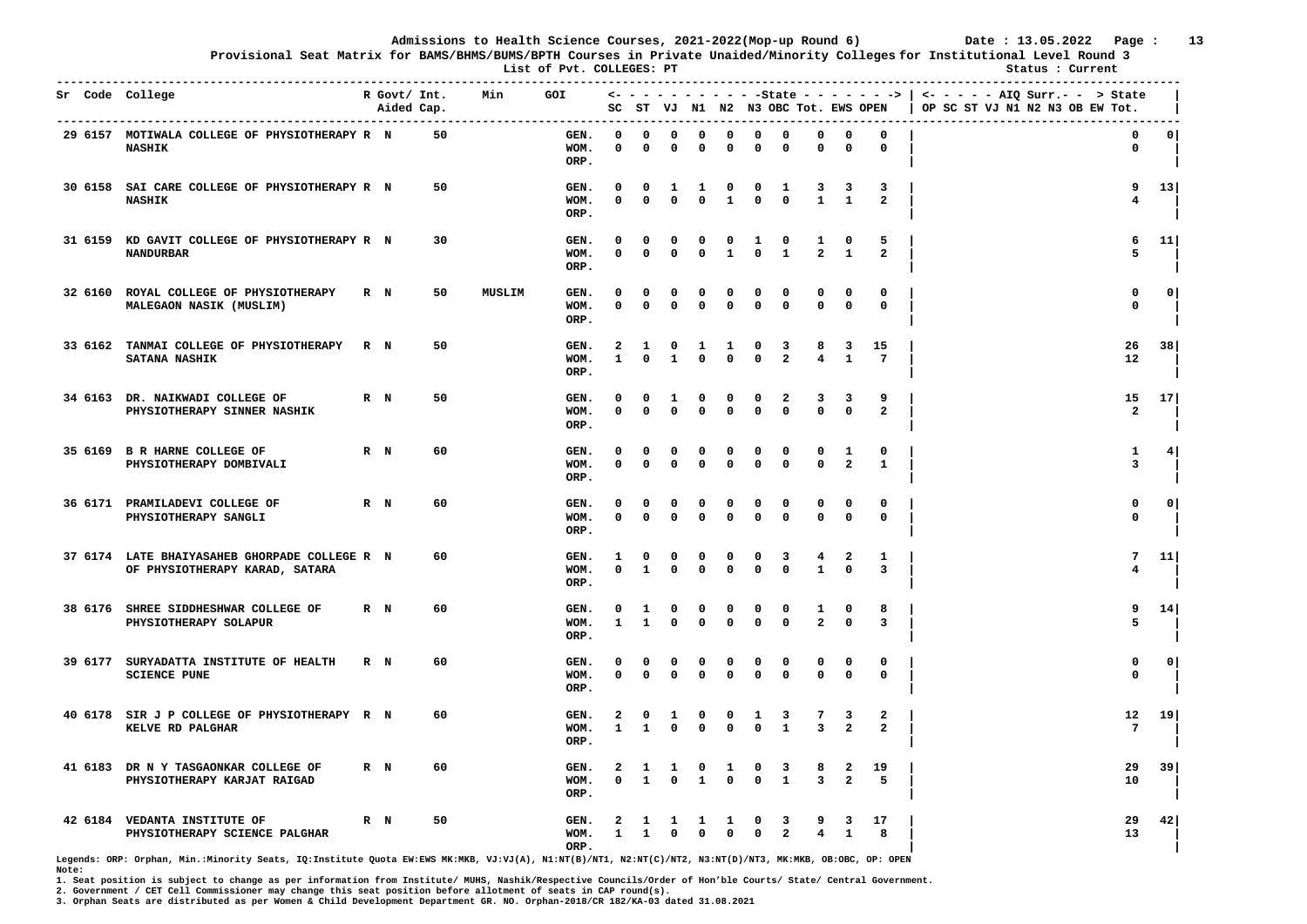# Admissions to Health Science Courses, 2021-2022(Mop-up Round 6)

Date : 13.05.2022

**Provisional Seat Matrix for BAMS/BHMS/BUMS/BPTH Courses in Private Unaided/Minority Colleges for Institutional Level Round 3**

List of Pvt. COLLEGES: PT

Status : Current

| Sr | Code | College | R | Govt/ Aided | Int. Cap. | Min | GOI | | SC | ST | VJ | N1 | N2 | N3 | OBC | Tot. | EWS | OPEN | AIQ Surr. OP SC ST VJ N1 N2 N3 OB EW Tot. | State |
|---|---|---|---|---|---|---|---|---|---|---|---|---|---|---|---|---|---|---|---|---|
| 29 | 6157 | MOTIWALA COLLEGE OF PHYSIOTHERAPY NASHIK | R | N | 50 | | | GEN. | 0 | 0 | 0 | 0 | 0 | 0 | 0 | 0 | 0 | 0 | | 0 0 |
| | | | | | | | | WOM. | 0 | 0 | 0 | 0 | 0 | 0 | 0 | 0 | 0 | 0 | | 0 |
| | | | | | | | | ORP. | | | | | | | | | | | | |
| 30 | 6158 | SAI CARE COLLEGE OF PHYSIOTHERAPY NASHIK | R | N | 50 | | | GEN. | 0 | 0 | 1 | 1 | 0 | 0 | 1 | 3 | 3 | 3 | | 9 13 |
| | | | | | | | | WOM. | 0 | 0 | 0 | 0 | 1 | 0 | 0 | 1 | 1 | 2 | | 4 |
| | | | | | | | | ORP. | | | | | | | | | | | | |
| 31 | 6159 | KD GAVIT COLLEGE OF PHYSIOTHERAPY NANDURBAR | R | N | 30 | | | GEN. | 0 | 0 | 0 | 0 | 0 | 1 | 0 | 1 | 0 | 5 | | 6 11 |
| | | | | | | | | WOM. | 0 | 0 | 0 | 0 | 1 | 0 | 1 | 2 | 1 | 2 | | 5 |
| | | | | | | | | ORP. | | | | | | | | | | | | |
| 32 | 6160 | ROYAL COLLEGE OF PHYSIOTHERAPY MALEGAON NASIK (MUSLIM) | R | N | 50 | MUSLIM | | GEN. | 0 | 0 | 0 | 0 | 0 | 0 | 0 | 0 | 0 | 0 | | 0 0 |
| | | | | | | | | WOM. | 0 | 0 | 0 | 0 | 0 | 0 | 0 | 0 | 0 | 0 | | 0 |
| | | | | | | | | ORP. | | | | | | | | | | | | |
| 33 | 6162 | TANMAI COLLEGE OF PHYSIOTHERAPY SATANA NASHIK | R | N | 50 | | | GEN. | 2 | 1 | 0 | 1 | 1 | 0 | 3 | 8 | 3 | 15 | | 26 38 |
| | | | | | | | | WOM. | 1 | 0 | 1 | 0 | 0 | 0 | 2 | 4 | 1 | 7 | | 12 |
| | | | | | | | | ORP. | | | | | | | | | | | | |
| 34 | 6163 | DR. NAIKWADI COLLEGE OF PHYSIOTHERAPY SINNER NASHIK | R | N | 50 | | | GEN. | 0 | 0 | 1 | 0 | 0 | 0 | 2 | 3 | 3 | 9 | | 15 17 |
| | | | | | | | | WOM. | 0 | 0 | 0 | 0 | 0 | 0 | 0 | 0 | 0 | 2 | | 2 |
| | | | | | | | | ORP. | | | | | | | | | | | | |
| 35 | 6169 | B R HARNE COLLEGE OF PHYSIOTHERAPY DOMBIVALI | R | N | 60 | | | GEN. | 0 | 0 | 0 | 0 | 0 | 0 | 0 | 0 | 1 | 0 | | 1 4 |
| | | | | | | | | WOM. | 0 | 0 | 0 | 0 | 0 | 0 | 0 | 0 | 2 | 1 | | 3 |
| | | | | | | | | ORP. | | | | | | | | | | | | |
| 36 | 6171 | PRAMILADEVI COLLEGE OF PHYSIOTHERAPY SANGLI | R | N | 60 | | | GEN. | 0 | 0 | 0 | 0 | 0 | 0 | 0 | 0 | 0 | 0 | | 0 0 |
| | | | | | | | | WOM. | 0 | 0 | 0 | 0 | 0 | 0 | 0 | 0 | 0 | 0 | | 0 |
| | | | | | | | | ORP. | | | | | | | | | | | | |
| 37 | 6174 | LATE BHAIYASAHEB GHORPADE COLLEGE OF PHYSIOTHERAPY KARAD, SATARA | R | N | 60 | | | GEN. | 1 | 0 | 0 | 0 | 0 | 0 | 3 | 4 | 2 | 1 | | 7 11 |
| | | | | | | | | WOM. | 0 | 1 | 0 | 0 | 0 | 0 | 0 | 1 | 0 | 3 | | 4 |
| | | | | | | | | ORP. | | | | | | | | | | | | |
| 38 | 6176 | SHREE SIDDHESHWAR COLLEGE OF PHYSIOTHERAPY SOLAPUR | R | N | 60 | | | GEN. | 0 | 1 | 0 | 0 | 0 | 0 | 0 | 1 | 0 | 8 | | 9 14 |
| | | | | | | | | WOM. | 1 | 1 | 0 | 0 | 0 | 0 | 0 | 2 | 0 | 3 | | 5 |
| | | | | | | | | ORP. | | | | | | | | | | | | |
| 39 | 6177 | SURYADATTA INSTITUTE OF HEALTH SCIENCE PUNE | R | N | 60 | | | GEN. | 0 | 0 | 0 | 0 | 0 | 0 | 0 | 0 | 0 | 0 | | 0 0 |
| | | | | | | | | WOM. | 0 | 0 | 0 | 0 | 0 | 0 | 0 | 0 | 0 | 0 | | 0 |
| | | | | | | | | ORP. | | | | | | | | | | | | |
| 40 | 6178 | SIR J P COLLEGE OF PHYSIOTHERAPY KELVE RD PALGHAR | R | N | 60 | | | GEN. | 2 | 0 | 1 | 0 | 0 | 1 | 3 | 7 | 3 | 2 | | 12 19 |
| | | | | | | | | WOM. | 1 | 1 | 0 | 0 | 0 | 0 | 1 | 3 | 2 | 2 | | 7 |
| | | | | | | | | ORP. | | | | | | | | | | | | |
| 41 | 6183 | DR N Y TASGAONKAR COLLEGE OF PHYSIOTHERAPY KARJAT RAIGAD | R | N | 60 | | | GEN. | 2 | 1 | 1 | 0 | 1 | 0 | 3 | 8 | 2 | 19 | | 29 39 |
| | | | | | | | | WOM. | 0 | 1 | 0 | 1 | 0 | 0 | 1 | 3 | 2 | 5 | | 10 |
| | | | | | | | | ORP. | | | | | | | | | | | | |
| 42 | 6184 | VEDANTA INSTITUTE OF PHYSIOTHERAPY SCIENCE PALGHAR | R | N | 50 | | | GEN. | 2 | 1 | 1 | 1 | 1 | 0 | 3 | 9 | 3 | 17 | | 29 42 |
| | | | | | | | | WOM. | 1 | 1 | 0 | 0 | 0 | 0 | 2 | 4 | 1 | 8 | | 13 |
| | | | | | | | | ORP. | | | | | | | | | | | | |

Legends: ORP: Orphan, Min.:Minority Seats, IQ:Institute Quota EW:EWS MK:MKB, VJ:VJ(A), N1:NT(B)/NT1, N2:NT(C)/NT2, N3:NT(D)/NT3, MK:MKB, OB:OBC, OP: OPEN

**Note:**

1. Seat position is subject to change as per information from Institute/ MUHS, Nashik/Respective Councils/Order of Hon'ble Courts/ State/ Central Government.
2. Government / CET Cell Commissioner may change this seat position before allotment of seats in CAP round(s).
3. Orphan Seats are distributed as per Women & Child Development Department GR. NO. Orphan-2018/CR 182/KA-03 dated 31.08.2021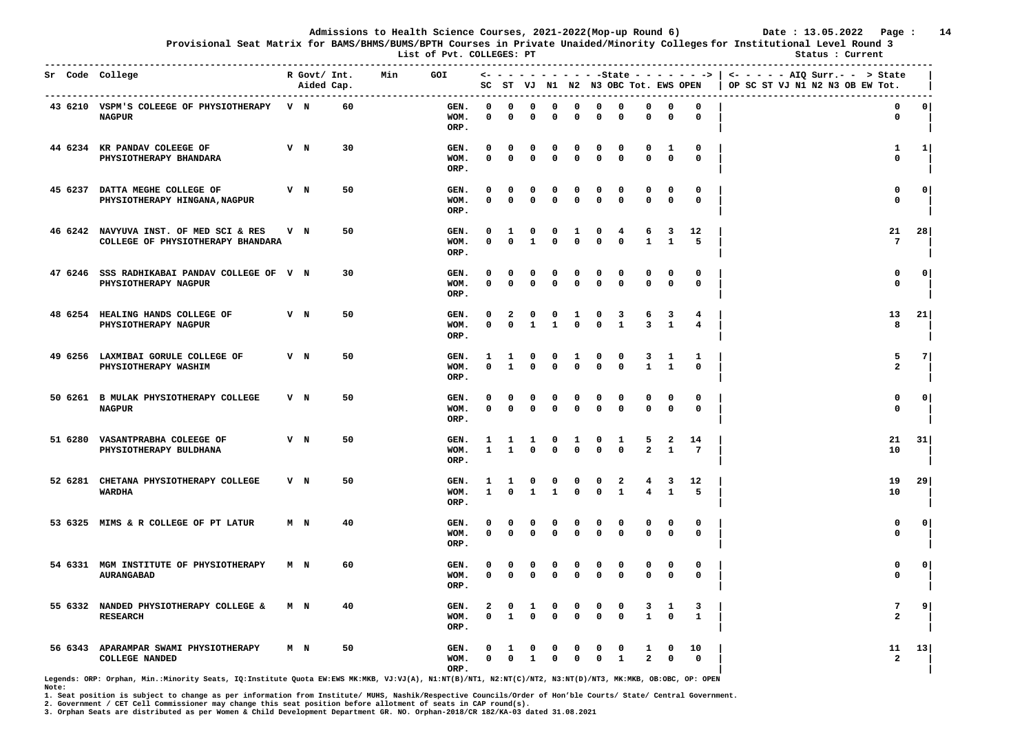**Admissions to Health Science Courses, 2021-2022(Mop-up Round 6)** Date : 13.05.2022

**Provisional Seat Matrix for BAMS/BHMS/BUMS/BPTH Courses in Private Unaided/Minority Colleges for Institutional Level Round 3**

**List of Pvt. COLLEGES: PT** Status : Current

| Sr | Code | College | R | Govt/ Aided | Int. Cap. | Min | GOI | SC | ST | VJ | N1 | N2 | N3 | OBC | Tot. EWS | OPEN | AIQ Surr. OP SC ST VJ N1 N2 N3 OB EW Tot. | State |
|---|---|---|---|---|---|---|---|---|---|---|---|---|---|---|---|---|---|---|
| 43 | 6210 | VSPM'S COLEEGE OF PHYSIOTHERAPY NAGPUR | V | N | 60 | | GEN. | 0 | 0 | 0 | 0 | 0 | 0 | 0 | 0 | 0 | 0 | 0 |
| | | | | | | | WOM. | 0 | 0 | 0 | 0 | 0 | 0 | 0 | 0 | 0 | 0 | |
| | | | | | | | ORP. | | | | | | | | | | | |
| 44 | 6234 | KR PANDAV COLEEGE OF PHYSIOTHERAPY BHANDARA | V | N | 30 | | GEN. | 0 | 0 | 0 | 0 | 0 | 0 | 0 | 0 | 1 | 1 | 1 |
| | | | | | | | WOM. | 0 | 0 | 0 | 0 | 0 | 0 | 0 | 0 | 0 | 0 | |
| | | | | | | | ORP. | | | | | | | | | | | |
| 45 | 6237 | DATTA MEGHE COLLEGE OF PHYSIOTHERAPY HINGANA,NAGPUR | V | N | 50 | | GEN. | 0 | 0 | 0 | 0 | 0 | 0 | 0 | 0 | 0 | 0 | 0 |
| | | | | | | | WOM. | 0 | 0 | 0 | 0 | 0 | 0 | 0 | 0 | 0 | 0 | |
| | | | | | | | ORP. | | | | | | | | | | | |
| 46 | 6242 | NAVYUVA INST. OF MED SCI & RES COLLEGE OF PHYSIOTHERAPY BHANDARA | V | N | 50 | | GEN. | 0 | 1 | 0 | 0 | 1 | 0 | 4 | 6 | 3 | 12 | 21 | 28 |
| | | | | | | | WOM. | 0 | 0 | 1 | 0 | 0 | 0 | 0 | 1 | 1 | 5 | 7 |
| | | | | | | | ORP. | | | | | | | | | | | |
| 47 | 6246 | SSS RADHIKABAI PANDAV COLLEGE OF PHYSIOTHERAPY NAGPUR | V | N | 30 | | GEN. | 0 | 0 | 0 | 0 | 0 | 0 | 0 | 0 | 0 | 0 | 0 |
| | | | | | | | WOM. | 0 | 0 | 0 | 0 | 0 | 0 | 0 | 0 | 0 | 0 | |
| | | | | | | | ORP. | | | | | | | | | | | |
| 48 | 6254 | HEALING HANDS COLLEGE OF PHYSIOTHERAPY NAGPUR | V | N | 50 | | GEN. | 0 | 2 | 0 | 0 | 1 | 0 | 3 | 6 | 3 | 4 | 13 | 21 |
| | | | | | | | WOM. | 0 | 0 | 1 | 1 | 0 | 0 | 1 | 3 | 1 | 4 | 8 |
| | | | | | | | ORP. | | | | | | | | | | | |
| 49 | 6256 | LAXMIBAI GORULE COLLEGE OF PHYSIOTHERAPY WASHIM | V | N | 50 | | GEN. | 1 | 1 | 0 | 0 | 1 | 0 | 0 | 3 | 1 | 1 | 5 | 7 |
| | | | | | | | WOM. | 0 | 1 | 0 | 0 | 0 | 0 | 0 | 1 | 1 | 0 | 2 |
| | | | | | | | ORP. | | | | | | | | | | | |
| 50 | 6261 | B MULAK PHYSIOTHERAPY COLLEGE NAGPUR | V | N | 50 | | GEN. | 0 | 0 | 0 | 0 | 0 | 0 | 0 | 0 | 0 | 0 | 0 | 0 |
| | | | | | | | WOM. | 0 | 0 | 0 | 0 | 0 | 0 | 0 | 0 | 0 | 0 | 0 |
| | | | | | | | ORP. | | | | | | | | | | | |
| 51 | 6280 | VASANTPRABHA COLEEGE OF PHYSIOTHERAPY BULDHANA | V | N | 50 | | GEN. | 1 | 1 | 1 | 0 | 1 | 0 | 1 | 5 | 2 | 14 | 21 | 31 |
| | | | | | | | WOM. | 1 | 1 | 0 | 0 | 0 | 0 | 0 | 2 | 1 | 7 | 10 |
| | | | | | | | ORP. | | | | | | | | | | | |
| 52 | 6281 | CHETANA PHYSIOTHERAPY COLLEGE WARDHA | V | N | 50 | | GEN. | 1 | 1 | 0 | 0 | 0 | 0 | 2 | 4 | 3 | 12 | 19 | 29 |
| | | | | | | | WOM. | 1 | 0 | 1 | 1 | 0 | 0 | 1 | 4 | 1 | 5 | 10 |
| | | | | | | | ORP. | | | | | | | | | | | |
| 53 | 6325 | MIMS & R COLLEGE OF PT LATUR | M | N | 40 | | GEN. | 0 | 0 | 0 | 0 | 0 | 0 | 0 | 0 | 0 | 0 | 0 | 0 |
| | | | | | | | WOM. | 0 | 0 | 0 | 0 | 0 | 0 | 0 | 0 | 0 | 0 | 0 |
| | | | | | | | ORP. | | | | | | | | | | | |
| 54 | 6331 | MGM INSTITUTE OF PHYSIOTHERAPY AURANGABAD | M | N | 60 | | GEN. | 0 | 0 | 0 | 0 | 0 | 0 | 0 | 0 | 0 | 0 | 0 | 0 |
| | | | | | | | WOM. | 0 | 0 | 0 | 0 | 0 | 0 | 0 | 0 | 0 | 0 | 0 |
| | | | | | | | ORP. | | | | | | | | | | | |
| 55 | 6332 | NANDED PHYSIOTHERAPY COLLEGE & RESEARCH | M | N | 40 | | GEN. | 2 | 0 | 1 | 0 | 0 | 0 | 0 | 3 | 1 | 3 | 7 | 9 |
| | | | | | | | WOM. | 0 | 1 | 0 | 0 | 0 | 0 | 0 | 1 | 0 | 1 | 2 |
| | | | | | | | ORP. | | | | | | | | | | | |
| 56 | 6343 | APARAMPAR SWAMI PHYSIOTHERAPY COLLEGE NANDED | M | N | 50 | | GEN. | 0 | 1 | 0 | 0 | 0 | 0 | 0 | 1 | 0 | 10 | 11 | 13 |
| | | | | | | | WOM. | 0 | 0 | 1 | 0 | 0 | 0 | 1 | 2 | 0 | 0 | 2 |
| | | | | | | | ORP. | | | | | | | | | | | |

Legends: ORP: Orphan, Min.:Minority Seats, IQ:Institute Quota EW:EWS MK:MKB, VJ:VJ(A), N1:NT(B)/NT1, N2:NT(C)/NT2, N3:NT(D)/NT3, MK:MKB, OB:OBC, OP: OPEN

**Note:**

1. Seat position is subject to change as per information from Institute/ MUHS, Nashik/Respective Councils/Order of Hon'ble Courts/ State/ Central Government.
2. Government / CET Cell Commissioner may change this seat position before allotment of seats in CAP round(s).
3. Orphan Seats are distributed as per Women & Child Development Department GR. NO. Orphan-2018/CR 182/KA-03 dated 31.08.2021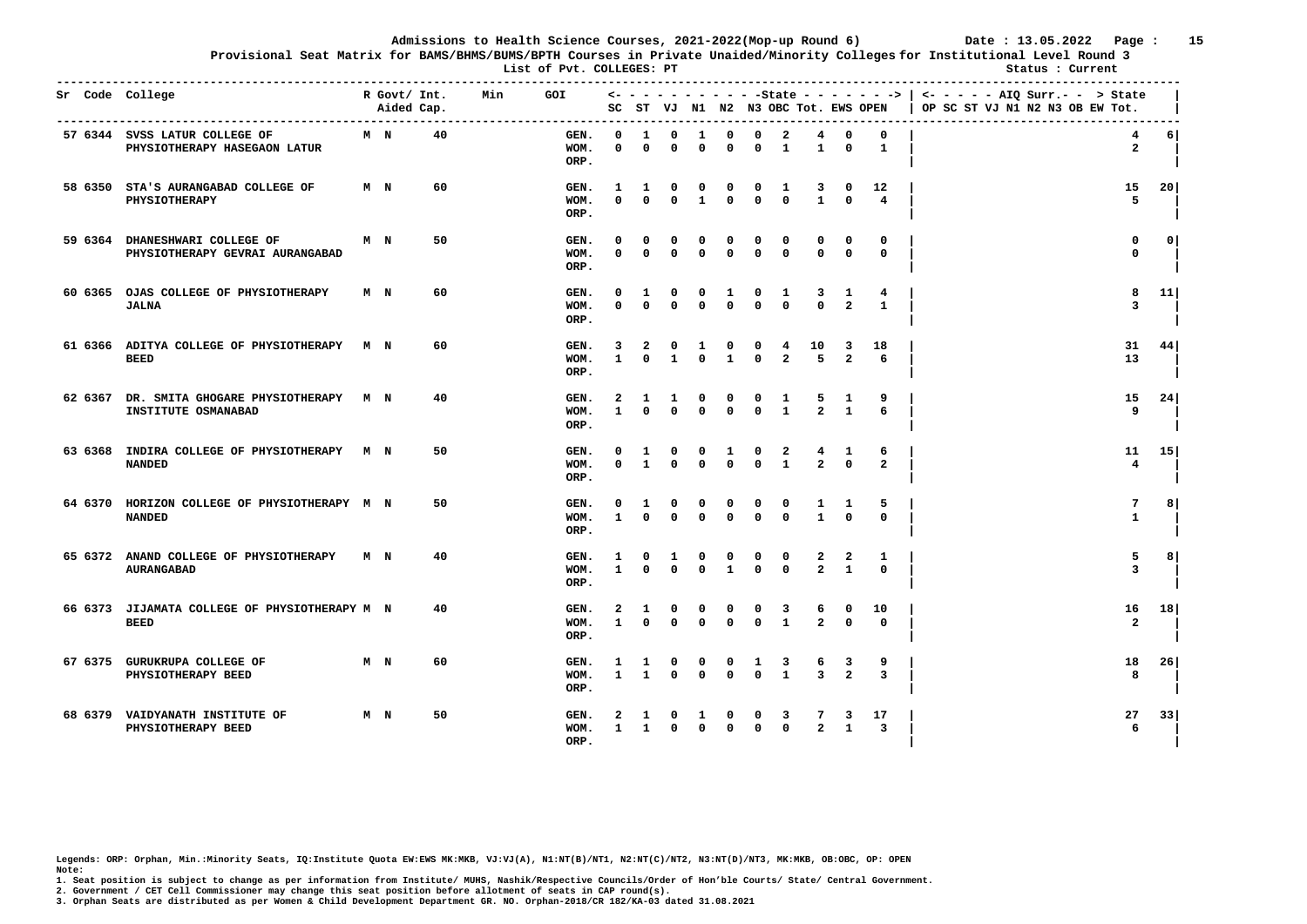Admissions to Health Science Courses, 2021-2022(Mop-up Round 6) Date : 13.05.2022

Provisional Seat Matrix for BAMS/BHMS/BUMS/BPTH Courses in Private Unaided/Minority Colleges for Institutional Level Round 3

List of Pvt. COLLEGES: PT

Status : Current

| Sr | Code | College | R | Govt/ Aided | Int. Cap. | Min | GOI | | SC | ST | VJ | N1 | N2 | N3 | OBC | Tot. | EWS | OPEN | AIQ Surr. OP SC ST VJ N1 N2 N3 OB EW | State Tot. |
|---|---|---|---|---|---|---|---|---|---|---|---|---|---|---|---|---|---|---|---|---|
| 57 | 6344 | SVSS LATUR COLLEGE OF PHYSIOTHERAPY HASEGAON LATUR | M | N | 40 | | | GEN. | 0 | 1 | 0 | 1 | 0 | 0 | 2 | 4 | 0 | 0 | 4 | 6 |
| | | | | | | | | WOM. | 0 | 0 | 0 | 0 | 0 | 0 | 1 | 1 | 0 | 1 | 2 | |
| | | | | | | | | ORP. | | | | | | | | | | | | |
| 58 | 6350 | STA'S AURANGABAD COLLEGE OF PHYSIOTHERAPY | M | N | 60 | | | GEN. | 1 | 1 | 0 | 0 | 0 | 0 | 1 | 3 | 0 | 12 | 15 | 20 |
| | | | | | | | | WOM. | 0 | 0 | 0 | 1 | 0 | 0 | 0 | 1 | 0 | 4 | 5 | |
| | | | | | | | | ORP. | | | | | | | | | | | | |
| 59 | 6364 | DHANESHWARI COLLEGE OF PHYSIOTHERAPY GEVRAI AURANGABAD | M | N | 50 | | | GEN. | 0 | 0 | 0 | 0 | 0 | 0 | 0 | 0 | 0 | 0 | 0 | 0 |
| | | | | | | | | WOM. | 0 | 0 | 0 | 0 | 0 | 0 | 0 | 0 | 0 | 0 | 0 | |
| | | | | | | | | ORP. | | | | | | | | | | | | |
| 60 | 6365 | OJAS COLLEGE OF PHYSIOTHERAPY JALNA | M | N | 60 | | | GEN. | 0 | 1 | 0 | 0 | 1 | 0 | 1 | 3 | 1 | 4 | 8 | 11 |
| | | | | | | | | WOM. | 0 | 0 | 0 | 0 | 0 | 0 | 0 | 0 | 2 | 1 | 3 | |
| | | | | | | | | ORP. | | | | | | | | | | | | |
| 61 | 6366 | ADITYA COLLEGE OF PHYSIOTHERAPY BEED | M | N | 60 | | | GEN. | 3 | 2 | 0 | 1 | 0 | 0 | 4 | 10 | 3 | 18 | 31 | 44 |
| | | | | | | | | WOM. | 1 | 0 | 1 | 0 | 1 | 0 | 2 | 5 | 2 | 6 | 13 | |
| | | | | | | | | ORP. | | | | | | | | | | | | |
| 62 | 6367 | DR. SMITA GHOGARE PHYSIOTHERAPY INSTITUTE OSMANABAD | M | N | 40 | | | GEN. | 2 | 1 | 1 | 0 | 0 | 0 | 1 | 5 | 1 | 9 | 15 | 24 |
| | | | | | | | | WOM. | 1 | 0 | 0 | 0 | 0 | 0 | 1 | 2 | 1 | 6 | 9 | |
| | | | | | | | | ORP. | | | | | | | | | | | | |
| 63 | 6368 | INDIRA COLLEGE OF PHYSIOTHERAPY NANDED | M | N | 50 | | | GEN. | 0 | 1 | 0 | 0 | 1 | 0 | 2 | 4 | 1 | 6 | 11 | 15 |
| | | | | | | | | WOM. | 0 | 1 | 0 | 0 | 0 | 0 | 1 | 2 | 0 | 2 | 4 | |
| | | | | | | | | ORP. | | | | | | | | | | | | |
| 64 | 6370 | HORIZON COLLEGE OF PHYSIOTHERAPY NANDED | M | N | 50 | | | GEN. | 0 | 1 | 0 | 0 | 0 | 0 | 0 | 1 | 1 | 5 | 7 | 8 |
| | | | | | | | | WOM. | 1 | 0 | 0 | 0 | 0 | 0 | 0 | 1 | 0 | 0 | 1 | |
| | | | | | | | | ORP. | | | | | | | | | | | | |
| 65 | 6372 | ANAND COLLEGE OF PHYSIOTHERAPY AURANGABAD | M | N | 40 | | | GEN. | 1 | 0 | 1 | 0 | 0 | 0 | 0 | 2 | 2 | 1 | 5 | 8 |
| | | | | | | | | WOM. | 1 | 0 | 0 | 0 | 1 | 0 | 0 | 2 | 1 | 0 | 3 | |
| | | | | | | | | ORP. | | | | | | | | | | | | |
| 66 | 6373 | JIJAMATA COLLEGE OF PHYSIOTHERAPY BEED | M | N | 40 | | | GEN. | 2 | 1 | 0 | 0 | 0 | 0 | 3 | 6 | 0 | 10 | 16 | 18 |
| | | | | | | | | WOM. | 1 | 0 | 0 | 0 | 0 | 0 | 1 | 2 | 0 | 0 | 2 | |
| | | | | | | | | ORP. | | | | | | | | | | | | |
| 67 | 6375 | GURUKRUPA COLLEGE OF PHYSIOTHERAPY BEED | M | N | 60 | | | GEN. | 1 | 1 | 0 | 0 | 0 | 1 | 3 | 6 | 3 | 9 | 18 | 26 |
| | | | | | | | | WOM. | 1 | 1 | 0 | 0 | 0 | 0 | 1 | 3 | 2 | 3 | 8 | |
| | | | | | | | | ORP. | | | | | | | | | | | | |
| 68 | 6379 | VAIDYANATH INSTITUTE OF PHYSIOTHERAPY BEED | M | N | 50 | | | GEN. | 2 | 1 | 0 | 1 | 0 | 0 | 3 | 7 | 3 | 17 | 27 | 33 |
| | | | | | | | | WOM. | 1 | 1 | 0 | 0 | 0 | 0 | 0 | 2 | 1 | 3 | 6 | |
| | | | | | | | | ORP. | | | | | | | | | | | | |

Legends: ORP: Orphan, Min.:Minority Seats, IQ:Institute Quota EW:EWS MK:MKB, VJ:VJ(A), N1:NT(B)/NT1, N2:NT(C)/NT2, N3:NT(D)/NT3, MK:MKB, OB:OBC, OP: OPEN

Note:

1. Seat position is subject to change as per information from Institute/ MUHS, Nashik/Respective Councils/Order of Hon'ble Courts/ State/ Central Government.
2. Government / CET Cell Commissioner may change this seat position before allotment of seats in CAP round(s).
3. Orphan Seats are distributed as per Women & Child Development Department GR. NO. Orphan-2018/CR 182/KA-03 dated 31.08.2021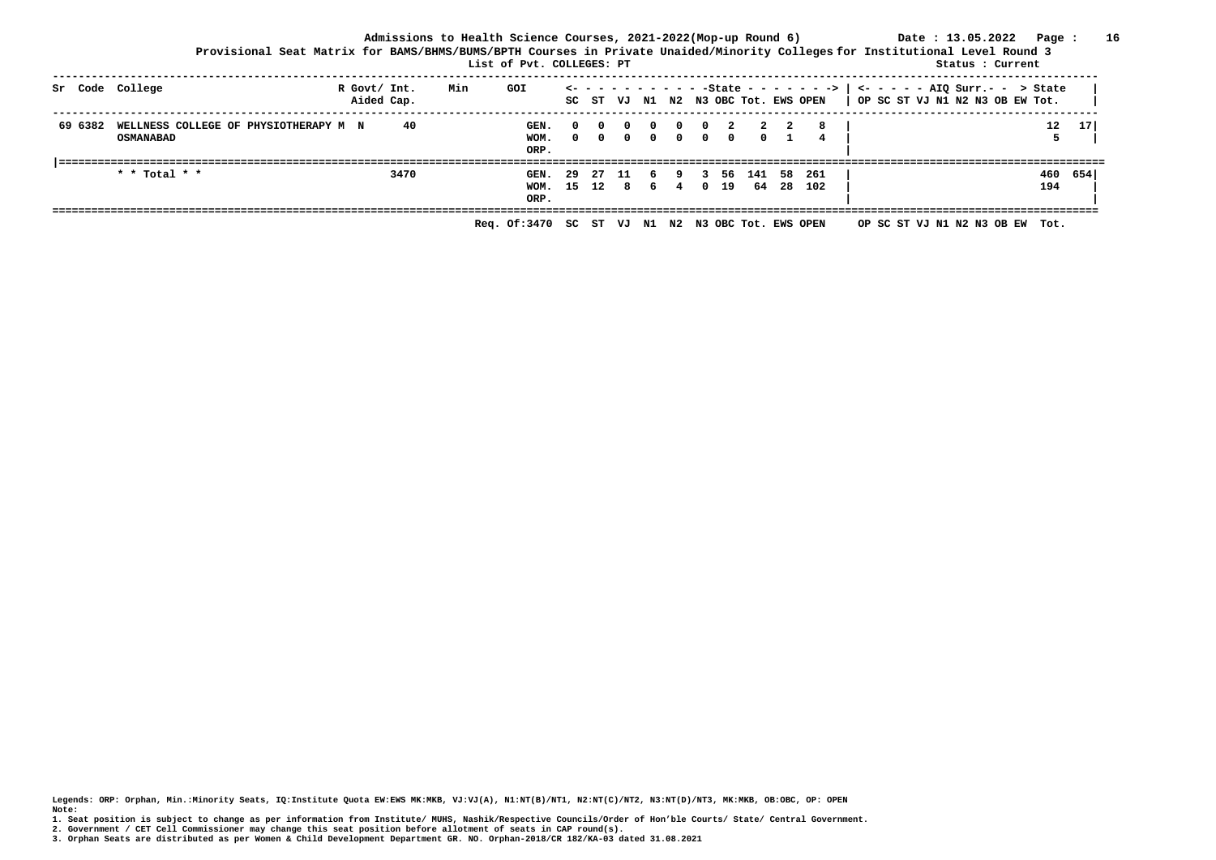Admissions to Health Science Courses, 2021-2022(Mop-up Round 6) Date : 13.05.2022

Provisional Seat Matrix for BAMS/BHMS/BUMS/BPTH Courses in Private Unaided/Minority Colleges for Institutional Level Round 3

List of Pvt. COLLEGES: PT Status : Current

| Sr | Code | College | R | Govt/ Aided | Int. Cap. | Min | GOI | State SC | ST | VJ | N1 | N2 | N3 | OBC | Tot. | EWS | OPEN | AIQ Surr. > State OP | SC | ST | VJ | N1 | N2 | N3 | OB | EW | Tot. | |
|---|---|---|---|---|---|---|---|---|---|---|---|---|---|---|---|---|---|---|---|---|---|---|---|---|---|---|---|---|
| 69 | 6382 | WELLNESS COLLEGE OF PHYSIOTHERAPY OSMANABAD | M | N | 40 | | GEN. | 0 | 0 | 0 | 0 | 0 | 0 | 2 | 2 | 2 | 8 | | | | | | | | | | 12 | 17 |
| | | | | | | | WOM. | 0 | 0 | 0 | 0 | 0 | 0 | 0 | 0 | 1 | 4 | | | | | | | | | | 5 | |
| | | | | | | | ORP. | | | | | | | | | | | | | | | | | | | | | |
| | | * * Total * * | | | 3470 | | GEN. | 29 | 27 | 11 | 6 | 9 | 3 | 56 | 141 | 58 | 261 | | | | | | | | | | 460 | 654 |
| | | | | | | | WOM. | 15 | 12 | 8 | 6 | 4 | 0 | 19 | 64 | 28 | 102 | | | | | | | | | | 194 | |
| | | | | | | | ORP. | | | | | | | | | | | | | | | | | | | | | |

Req. Of:3470 SC ST VJ N1 N2 N3 OBC Tot. EWS OPEN OP SC ST VJ N1 N2 N3 OB EW Tot.

Legends: ORP: Orphan, Min.:Minority Seats, IQ:Institute Quota EW:EWS MK:MKB, VJ:VJ(A), N1:NT(B)/NT1, N2:NT(C)/NT2, N3:NT(D)/NT3, MK:MKB, OB:OBC, OP: OPEN

Note:

1. Seat position is subject to change as per information from Institute/ MUHS, Nashik/Respective Councils/Order of Hon'ble Courts/ State/ Central Government.
2. Government / CET Cell Commissioner may change this seat position before allotment of seats in CAP round(s).
3. Orphan Seats are distributed as per Women & Child Development Department GR. NO. Orphan-2018/CR 182/KA-03 dated 31.08.2021